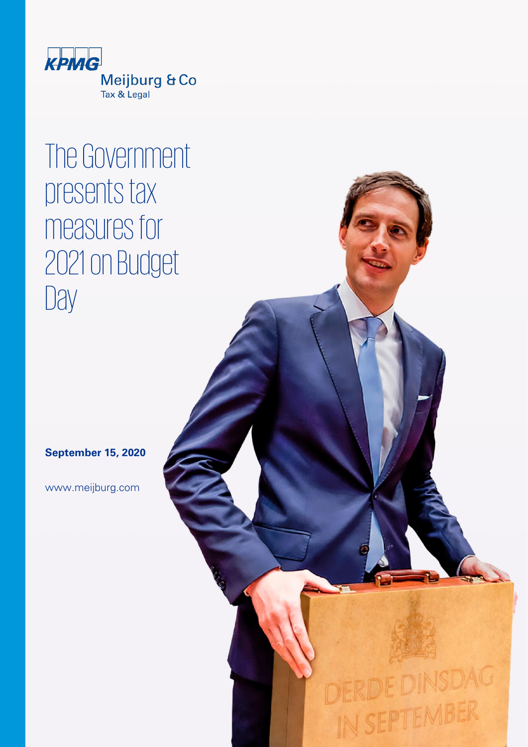KPMG

Meijburg & Co
Tax & Legal

# The Government presents tax measures for 2021 on Budget Day

**September 15, 2020**

www.meijburg.com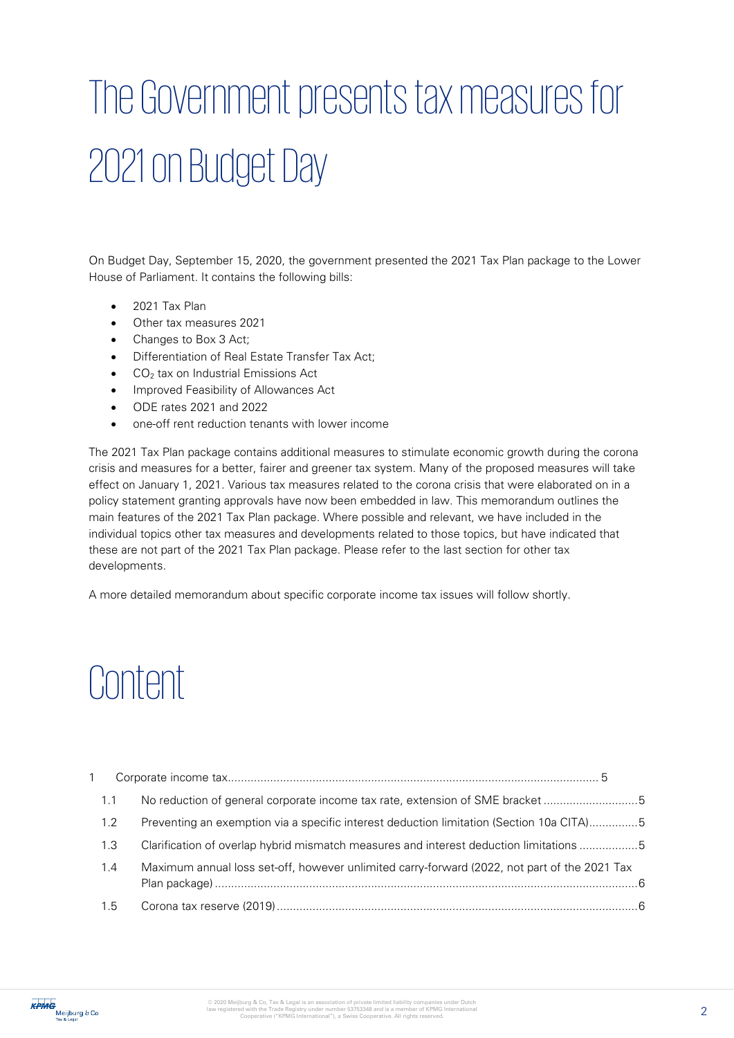# The Government presents tax measures for 2021 on Budget Day

On Budget Day, September 15, 2020, the government presented the 2021 Tax Plan package to the Lower House of Parliament. It contains the following bills:

- 2021 Tax Plan
- Other tax measures 2021
- Changes to Box 3 Act;
- Differentiation of Real Estate Transfer Tax Act;
- $CO_2$ tax on Industrial Emissions Act
- Improved Feasibility of Allowances Act
- ODE rates 2021 and 2022
- one-off rent reduction tenants with lower income

The 2021 Tax Plan package contains additional measures to stimulate economic growth during the corona crisis and measures for a better, fairer and greener tax system. Many of the proposed measures will take effect on January 1, 2021. Various tax measures related to the corona crisis that were elaborated on in a policy statement granting approvals have now been embedded in law. This memorandum outlines the main features of the 2021 Tax Plan package. Where possible and relevant, we have included in the individual topics other tax measures and developments related to those topics, but have indicated that these are not part of the 2021 Tax Plan package. Please refer to the last section for other tax developments.

A more detailed memorandum about specific corporate income tax issues will follow shortly.

# Content

1 Corporate income tax ..... 5
- 1.1 No reduction of general corporate income tax rate, extension of SME bracket ..... 5
- 1.2 Preventing an exemption via a specific interest deduction limitation (Section 10a CITA) ..... 5
- 1.3 Clarification of overlap hybrid mismatch measures and interest deduction limitations ..... 5
- 1.4 Maximum annual loss set-off, however unlimited carry-forward (2022, not part of the 2021 Tax Plan package) ..... 6
- 1.5 Corona tax reserve (2019) ..... 6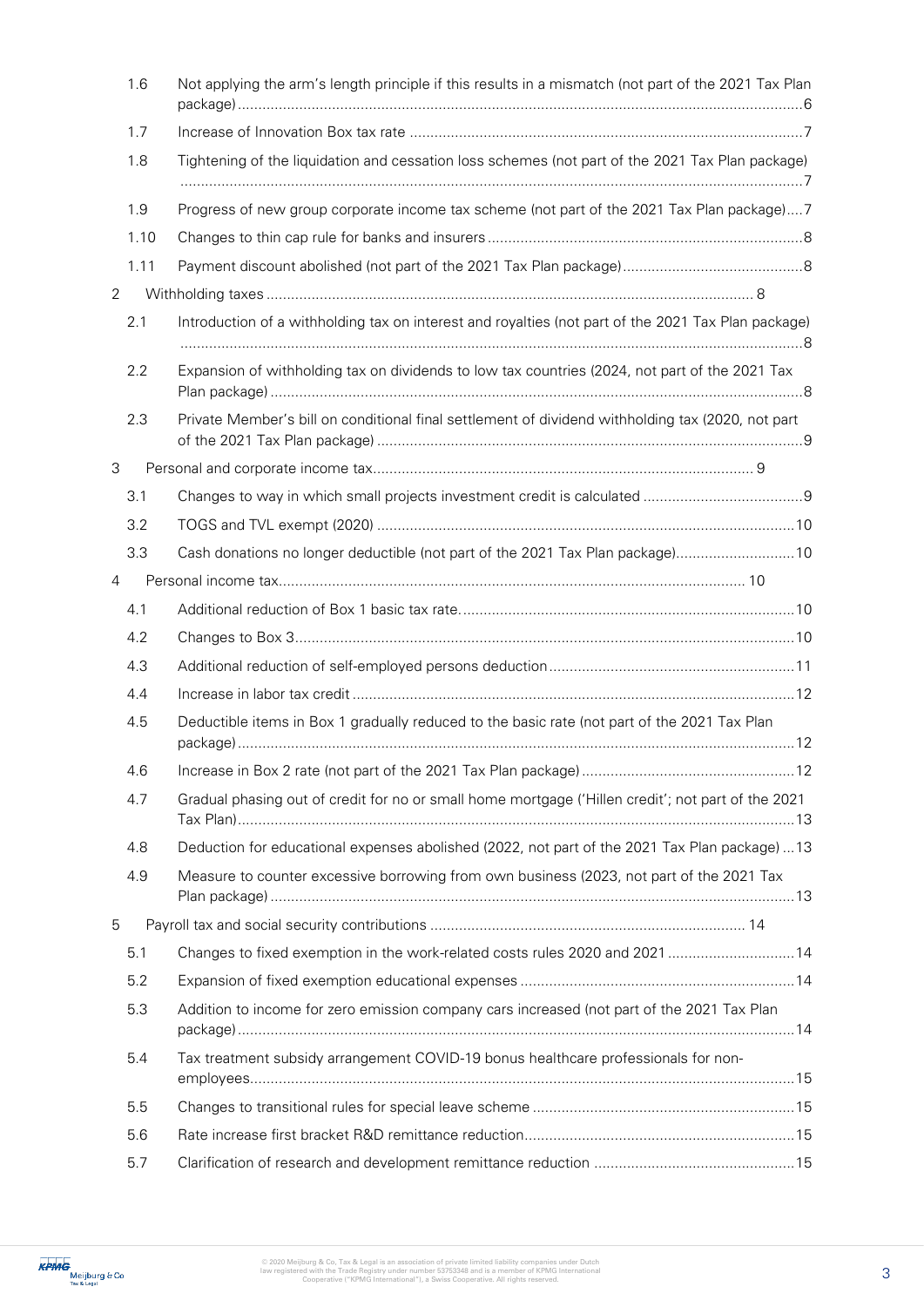1.6 Not applying the arm's length principle if this results in a mismatch (not part of the 2021 Tax Plan package) ........ 6

1.7 Increase of Innovation Box tax rate ........ 7

1.8 Tightening of the liquidation and cessation loss schemes (not part of the 2021 Tax Plan package) ........ 7

1.9 Progress of new group corporate income tax scheme (not part of the 2021 Tax Plan package) ........ 7

1.10 Changes to thin cap rule for banks and insurers ........ 8

1.11 Payment discount abolished (not part of the 2021 Tax Plan package) ........ 8

2 Withholding taxes ........ 8

2.1 Introduction of a withholding tax on interest and royalties (not part of the 2021 Tax Plan package) ........ 8

2.2 Expansion of withholding tax on dividends to low tax countries (2024, not part of the 2021 Tax Plan package) ........ 8

2.3 Private Member's bill on conditional final settlement of dividend withholding tax (2020, not part of the 2021 Tax Plan package) ........ 9

3 Personal and corporate income tax ........ 9

3.1 Changes to way in which small projects investment credit is calculated ........ 9

3.2 TOGS and TVL exempt (2020) ........ 10

3.3 Cash donations no longer deductible (not part of the 2021 Tax Plan package) ........ 10

4 Personal income tax ........ 10

4.1 Additional reduction of Box 1 basic tax rate ........ 10

4.2 Changes to Box 3 ........ 10

4.3 Additional reduction of self-employed persons deduction ........ 11

4.4 Increase in labor tax credit ........ 12

4.5 Deductible items in Box 1 gradually reduced to the basic rate (not part of the 2021 Tax Plan package) ........ 12

4.6 Increase in Box 2 rate (not part of the 2021 Tax Plan package) ........ 12

4.7 Gradual phasing out of credit for no or small home mortgage ('Hillen credit'; not part of the 2021 Tax Plan) ........ 13

4.8 Deduction for educational expenses abolished (2022, not part of the 2021 Tax Plan package) ........ 13

4.9 Measure to counter excessive borrowing from own business (2023, not part of the 2021 Tax Plan package) ........ 13

5 Payroll tax and social security contributions ........ 14

5.1 Changes to fixed exemption in the work-related costs rules 2020 and 2021 ........ 14

5.2 Expansion of fixed exemption educational expenses ........ 14

5.3 Addition to income for zero emission company cars increased (not part of the 2021 Tax Plan package) ........ 14

5.4 Tax treatment subsidy arrangement COVID-19 bonus healthcare professionals for non-employees ........ 15

5.5 Changes to transitional rules for special leave scheme ........ 15

5.6 Rate increase first bracket R&D remittance reduction ........ 15

5.7 Clarification of research and development remittance reduction ........ 15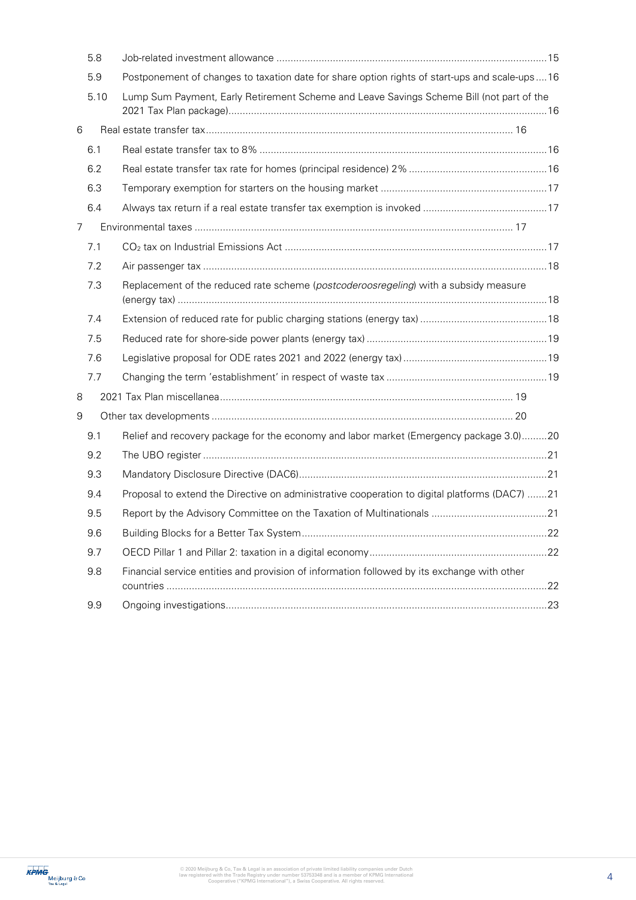- 5.8 Job-related investment allowance ....15
- 5.9 Postponement of changes to taxation date for share option rights of start-ups and scale-ups....16
- 5.10 Lump Sum Payment, Early Retirement Scheme and Leave Savings Scheme Bill (not part of the 2021 Tax Plan package)....16

6 Real estate transfer tax....16

- 6.1 Real estate transfer tax to 8% ....16
- 6.2 Real estate transfer tax rate for homes (principal residence) 2% ....16
- 6.3 Temporary exemption for starters on the housing market ....17
- 6.4 Always tax return if a real estate transfer tax exemption is invoked ....17

7 Environmental taxes ....17

- 7.1 $CO_2$ tax on Industrial Emissions Act ....17
- 7.2 Air passenger tax ....18
- 7.3 Replacement of the reduced rate scheme (*postcoderoosregeling*) with a subsidy measure (energy tax) ....18
- 7.4 Extension of reduced rate for public charging stations (energy tax) ....18
- 7.5 Reduced rate for shore-side power plants (energy tax) ....19
- 7.6 Legislative proposal for ODE rates 2021 and 2022 (energy tax) ....19
- 7.7 Changing the term 'establishment' in respect of waste tax ....19

8 2021 Tax Plan miscellanea....19

9 Other tax developments ....20

- 9.1 Relief and recovery package for the economy and labor market (Emergency package 3.0)....20
- 9.2 The UBO register ....21
- 9.3 Mandatory Disclosure Directive (DAC6)....21
- 9.4 Proposal to extend the Directive on administrative cooperation to digital platforms (DAC7) ....21
- 9.5 Report by the Advisory Committee on the Taxation of Multinationals ....21
- 9.6 Building Blocks for a Better Tax System....22
- 9.7 OECD Pillar 1 and Pillar 2: taxation in a digital economy....22
- 9.8 Financial service entities and provision of information followed by its exchange with other countries ....22
- 9.9 Ongoing investigations....23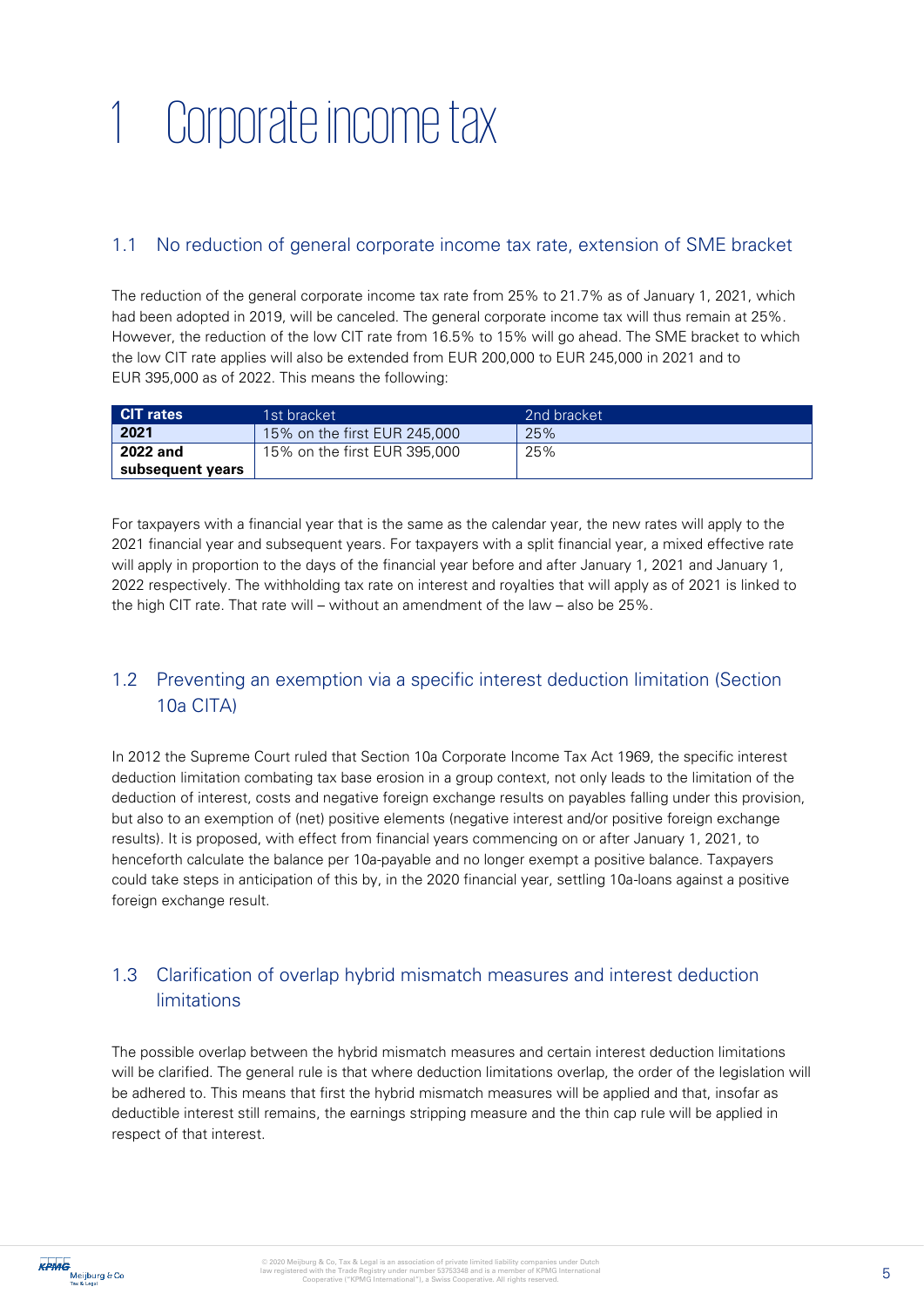# 1 Corporate income tax

## 1.1 No reduction of general corporate income tax rate, extension of SME bracket

The reduction of the general corporate income tax rate from 25% to 21.7% as of January 1, 2021, which had been adopted in 2019, will be canceled. The general corporate income tax will thus remain at 25%. However, the reduction of the low CIT rate from 16.5% to 15% will go ahead. The SME bracket to which the low CIT rate applies will also be extended from EUR 200,000 to EUR 245,000 in 2021 and to EUR 395,000 as of 2022. This means the following:

| CIT rates | 1st bracket | 2nd bracket |
|---|---|---|
| **2021** | 15% on the first EUR 245,000 | 25% |
| **2022 and subsequent years** | 15% on the first EUR 395,000 | 25% |

For taxpayers with a financial year that is the same as the calendar year, the new rates will apply to the 2021 financial year and subsequent years. For taxpayers with a split financial year, a mixed effective rate will apply in proportion to the days of the financial year before and after January 1, 2021 and January 1, 2022 respectively. The withholding tax rate on interest and royalties that will apply as of 2021 is linked to the high CIT rate. That rate will – without an amendment of the law – also be 25%.

## 1.2 Preventing an exemption via a specific interest deduction limitation (Section 10a CITA)

In 2012 the Supreme Court ruled that Section 10a Corporate Income Tax Act 1969, the specific interest deduction limitation combating tax base erosion in a group context, not only leads to the limitation of the deduction of interest, costs and negative foreign exchange results on payables falling under this provision, but also to an exemption of (net) positive elements (negative interest and/or positive foreign exchange results). It is proposed, with effect from financial years commencing on or after January 1, 2021, to henceforth calculate the balance per 10a-payable and no longer exempt a positive balance. Taxpayers could take steps in anticipation of this by, in the 2020 financial year, settling 10a-loans against a positive foreign exchange result.

## 1.3 Clarification of overlap hybrid mismatch measures and interest deduction limitations

The possible overlap between the hybrid mismatch measures and certain interest deduction limitations will be clarified. The general rule is that where deduction limitations overlap, the order of the legislation will be adhered to. This means that first the hybrid mismatch measures will be applied and that, insofar as deductible interest still remains, the earnings stripping measure and the thin cap rule will be applied in respect of that interest.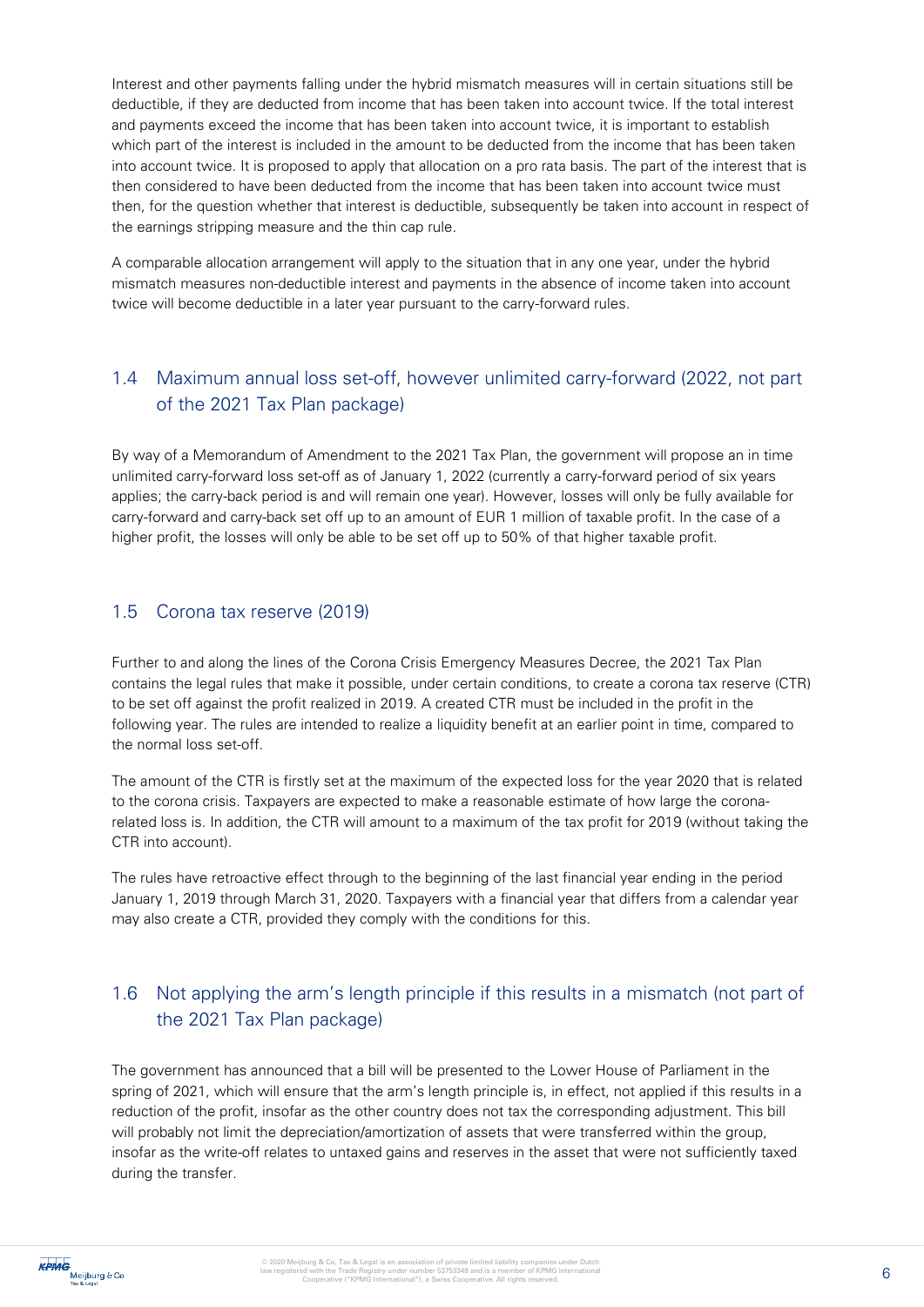Interest and other payments falling under the hybrid mismatch measures will in certain situations still be deductible, if they are deducted from income that has been taken into account twice. If the total interest and payments exceed the income that has been taken into account twice, it is important to establish which part of the interest is included in the amount to be deducted from the income that has been taken into account twice. It is proposed to apply that allocation on a pro rata basis. The part of the interest that is then considered to have been deducted from the income that has been taken into account twice must then, for the question whether that interest is deductible, subsequently be taken into account in respect of the earnings stripping measure and the thin cap rule.

A comparable allocation arrangement will apply to the situation that in any one year, under the hybrid mismatch measures non-deductible interest and payments in the absence of income taken into account twice will become deductible in a later year pursuant to the carry-forward rules.

## 1.4 Maximum annual loss set-off, however unlimited carry-forward (2022, not part of the 2021 Tax Plan package)

By way of a Memorandum of Amendment to the 2021 Tax Plan, the government will propose an in time unlimited carry-forward loss set-off as of January 1, 2022 (currently a carry-forward period of six years applies; the carry-back period is and will remain one year). However, losses will only be fully available for carry-forward and carry-back set off up to an amount of EUR 1 million of taxable profit. In the case of a higher profit, the losses will only be able to be set off up to 50% of that higher taxable profit.

## 1.5 Corona tax reserve (2019)

Further to and along the lines of the Corona Crisis Emergency Measures Decree, the 2021 Tax Plan contains the legal rules that make it possible, under certain conditions, to create a corona tax reserve (CTR) to be set off against the profit realized in 2019. A created CTR must be included in the profit in the following year. The rules are intended to realize a liquidity benefit at an earlier point in time, compared to the normal loss set-off.

The amount of the CTR is firstly set at the maximum of the expected loss for the year 2020 that is related to the corona crisis. Taxpayers are expected to make a reasonable estimate of how large the corona-related loss is. In addition, the CTR will amount to a maximum of the tax profit for 2019 (without taking the CTR into account).

The rules have retroactive effect through to the beginning of the last financial year ending in the period January 1, 2019 through March 31, 2020. Taxpayers with a financial year that differs from a calendar year may also create a CTR, provided they comply with the conditions for this.

## 1.6 Not applying the arm's length principle if this results in a mismatch (not part of the 2021 Tax Plan package)

The government has announced that a bill will be presented to the Lower House of Parliament in the spring of 2021, which will ensure that the arm's length principle is, in effect, not applied if this results in a reduction of the profit, insofar as the other country does not tax the corresponding adjustment. This bill will probably not limit the depreciation/amortization of assets that were transferred within the group, insofar as the write-off relates to untaxed gains and reserves in the asset that were not sufficiently taxed during the transfer.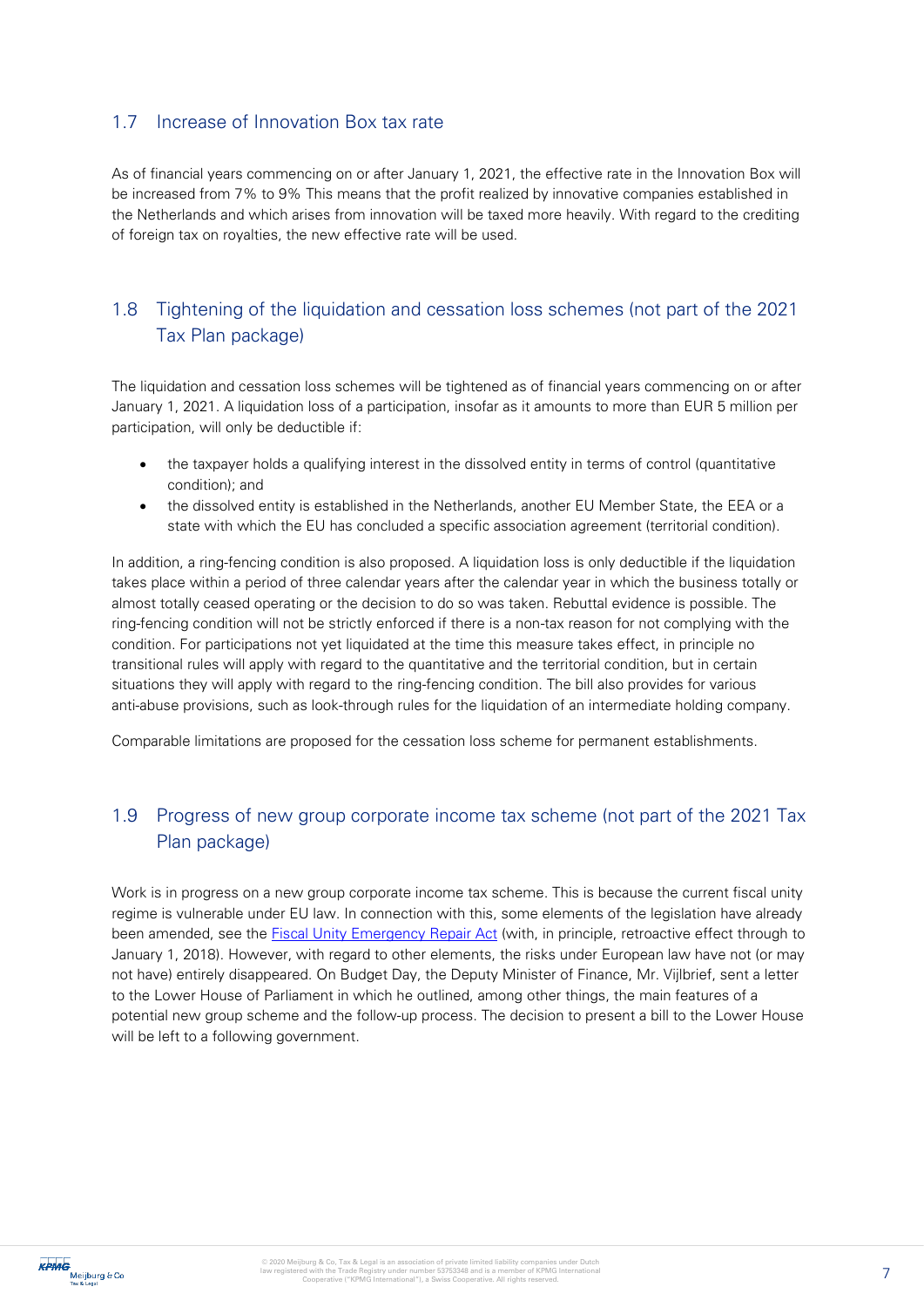## 1.7 Increase of Innovation Box tax rate

As of financial years commencing on or after January 1, 2021, the effective rate in the Innovation Box will be increased from 7% to 9% This means that the profit realized by innovative companies established in the Netherlands and which arises from innovation will be taxed more heavily. With regard to the crediting of foreign tax on royalties, the new effective rate will be used.

## 1.8 Tightening of the liquidation and cessation loss schemes (not part of the 2021 Tax Plan package)

The liquidation and cessation loss schemes will be tightened as of financial years commencing on or after January 1, 2021. A liquidation loss of a participation, insofar as it amounts to more than EUR 5 million per participation, will only be deductible if:

- the taxpayer holds a qualifying interest in the dissolved entity in terms of control (quantitative condition); and
- the dissolved entity is established in the Netherlands, another EU Member State, the EEA or a state with which the EU has concluded a specific association agreement (territorial condition).

In addition, a ring-fencing condition is also proposed. A liquidation loss is only deductible if the liquidation takes place within a period of three calendar years after the calendar year in which the business totally or almost totally ceased operating or the decision to do so was taken. Rebuttal evidence is possible. The ring-fencing condition will not be strictly enforced if there is a non-tax reason for not complying with the condition. For participations not yet liquidated at the time this measure takes effect, in principle no transitional rules will apply with regard to the quantitative and the territorial condition, but in certain situations they will apply with regard to the ring-fencing condition. The bill also provides for various anti-abuse provisions, such as look-through rules for the liquidation of an intermediate holding company.

Comparable limitations are proposed for the cessation loss scheme for permanent establishments.

## 1.9 Progress of new group corporate income tax scheme (not part of the 2021 Tax Plan package)

Work is in progress on a new group corporate income tax scheme. This is because the current fiscal unity regime is vulnerable under EU law. In connection with this, some elements of the legislation have already been amended, see the Fiscal Unity Emergency Repair Act (with, in principle, retroactive effect through to January 1, 2018). However, with regard to other elements, the risks under European law have not (or may not have) entirely disappeared. On Budget Day, the Deputy Minister of Finance, Mr. Vijlbrief, sent a letter to the Lower House of Parliament in which he outlined, among other things, the main features of a potential new group scheme and the follow-up process. The decision to present a bill to the Lower House will be left to a following government.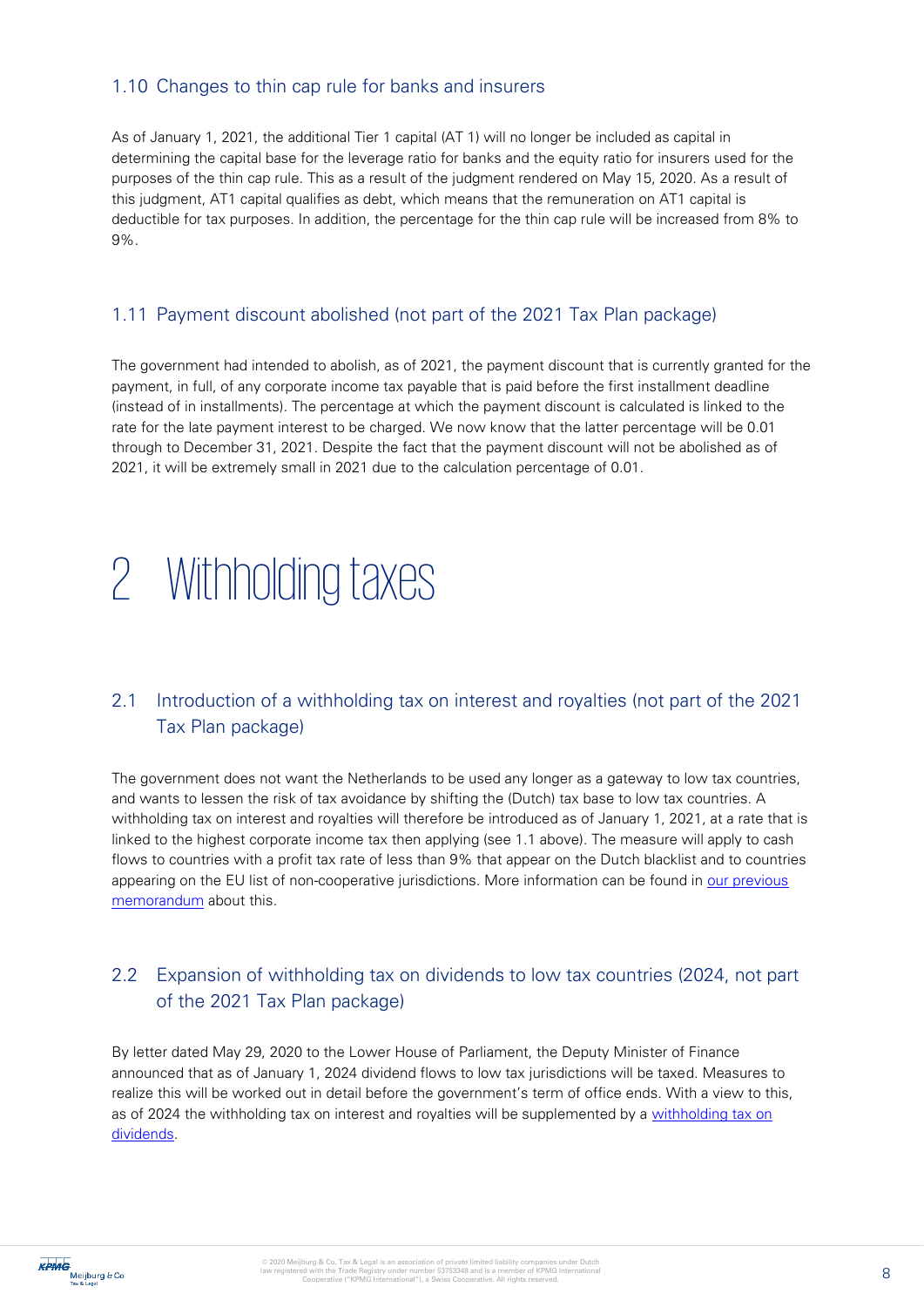### 1.10 Changes to thin cap rule for banks and insurers

As of January 1, 2021, the additional Tier 1 capital (AT 1) will no longer be included as capital in determining the capital base for the leverage ratio for banks and the equity ratio for insurers used for the purposes of the thin cap rule. This as a result of the judgment rendered on May 15, 2020. As a result of this judgment, AT1 capital qualifies as debt, which means that the remuneration on AT1 capital is deductible for tax purposes. In addition, the percentage for the thin cap rule will be increased from 8% to 9%.

### 1.11 Payment discount abolished (not part of the 2021 Tax Plan package)

The government had intended to abolish, as of 2021, the payment discount that is currently granted for the payment, in full, of any corporate income tax payable that is paid before the first installment deadline (instead of in installments). The percentage at which the payment discount is calculated is linked to the rate for the late payment interest to be charged. We now know that the latter percentage will be 0.01 through to December 31, 2021. Despite the fact that the payment discount will not be abolished as of 2021, it will be extremely small in 2021 due to the calculation percentage of 0.01.

# 2 Withholding taxes

### 2.1 Introduction of a withholding tax on interest and royalties (not part of the 2021 Tax Plan package)

The government does not want the Netherlands to be used any longer as a gateway to low tax countries, and wants to lessen the risk of tax avoidance by shifting the (Dutch) tax base to low tax countries. A withholding tax on interest and royalties will therefore be introduced as of January 1, 2021, at a rate that is linked to the highest corporate income tax then applying (see 1.1 above). The measure will apply to cash flows to countries with a profit tax rate of less than 9% that appear on the Dutch blacklist and to countries appearing on the EU list of non-cooperative jurisdictions. More information can be found in our previous memorandum about this.

### 2.2 Expansion of withholding tax on dividends to low tax countries (2024, not part of the 2021 Tax Plan package)

By letter dated May 29, 2020 to the Lower House of Parliament, the Deputy Minister of Finance announced that as of January 1, 2024 dividend flows to low tax jurisdictions will be taxed. Measures to realize this will be worked out in detail before the government's term of office ends. With a view to this, as of 2024 the withholding tax on interest and royalties will be supplemented by a withholding tax on dividends.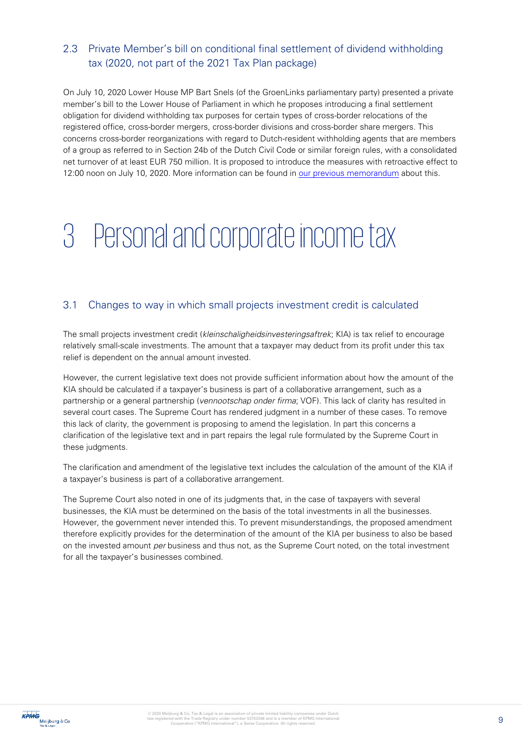## 2.3 Private Member's bill on conditional final settlement of dividend withholding tax (2020, not part of the 2021 Tax Plan package)

On July 10, 2020 Lower House MP Bart Snels (of the GroenLinks parliamentary party) presented a private member's bill to the Lower House of Parliament in which he proposes introducing a final settlement obligation for dividend withholding tax purposes for certain types of cross-border relocations of the registered office, cross-border mergers, cross-border divisions and cross-border share mergers. This concerns cross-border reorganizations with regard to Dutch-resident withholding agents that are members of a group as referred to in Section 24b of the Dutch Civil Code or similar foreign rules, with a consolidated net turnover of at least EUR 750 million. It is proposed to introduce the measures with retroactive effect to 12:00 noon on July 10, 2020. More information can be found in our previous memorandum about this.

# 3 Personal and corporate income tax

## 3.1 Changes to way in which small projects investment credit is calculated

The small projects investment credit (*kleinschaligheidsinvesteringsaftrek*; KIA) is tax relief to encourage relatively small-scale investments. The amount that a taxpayer may deduct from its profit under this tax relief is dependent on the annual amount invested.

However, the current legislative text does not provide sufficient information about how the amount of the KIA should be calculated if a taxpayer's business is part of a collaborative arrangement, such as a partnership or a general partnership (*vennootschap onder firma*; VOF). This lack of clarity has resulted in several court cases. The Supreme Court has rendered judgment in a number of these cases. To remove this lack of clarity, the government is proposing to amend the legislation. In part this concerns a clarification of the legislative text and in part repairs the legal rule formulated by the Supreme Court in these judgments.

The clarification and amendment of the legislative text includes the calculation of the amount of the KIA if a taxpayer's business is part of a collaborative arrangement.

The Supreme Court also noted in one of its judgments that, in the case of taxpayers with several businesses, the KIA must be determined on the basis of the total investments in all the businesses. However, the government never intended this. To prevent misunderstandings, the proposed amendment therefore explicitly provides for the determination of the amount of the KIA per business to also be based on the invested amount *per* business and thus not, as the Supreme Court noted, on the total investment for all the taxpayer's businesses combined.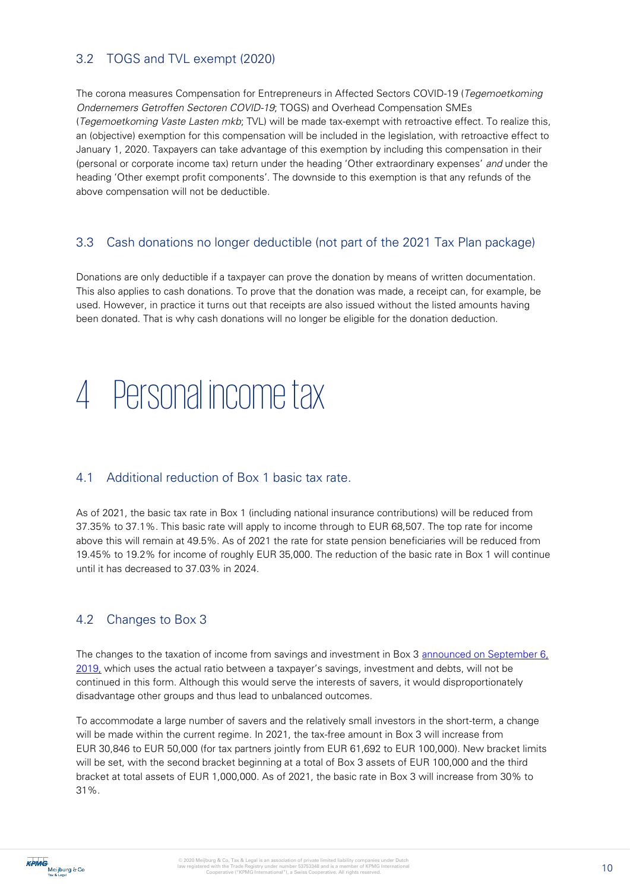### 3.2 TOGS and TVL exempt (2020)

The corona measures Compensation for Entrepreneurs in Affected Sectors COVID-19 (*Tegemoetkoming Ondernemers Getroffen Sectoren COVID-19*; TOGS) and Overhead Compensation SMEs (*Tegemoetkoming Vaste Lasten mkb*; TVL) will be made tax-exempt with retroactive effect. To realize this, an (objective) exemption for this compensation will be included in the legislation, with retroactive effect to January 1, 2020. Taxpayers can take advantage of this exemption by including this compensation in their (personal or corporate income tax) return under the heading 'Other extraordinary expenses' *and* under the heading 'Other exempt profit components'. The downside to this exemption is that any refunds of the above compensation will not be deductible.

### 3.3 Cash donations no longer deductible (not part of the 2021 Tax Plan package)

Donations are only deductible if a taxpayer can prove the donation by means of written documentation. This also applies to cash donations. To prove that the donation was made, a receipt can, for example, be used. However, in practice it turns out that receipts are also issued without the listed amounts having been donated. That is why cash donations will no longer be eligible for the donation deduction.

# 4 Personal income tax

### 4.1 Additional reduction of Box 1 basic tax rate.

As of 2021, the basic tax rate in Box 1 (including national insurance contributions) will be reduced from 37.35% to 37.1%. This basic rate will apply to income through to EUR 68,507. The top rate for income above this will remain at 49.5%. As of 2021 the rate for state pension beneficiaries will be reduced from 19.45% to 19.2% for income of roughly EUR 35,000. The reduction of the basic rate in Box 1 will continue until it has decreased to 37.03% in 2024.

### 4.2 Changes to Box 3

The changes to the taxation of income from savings and investment in Box 3 announced on September 6, 2019, which uses the actual ratio between a taxpayer's savings, investment and debts, will not be continued in this form. Although this would serve the interests of savers, it would disproportionately disadvantage other groups and thus lead to unbalanced outcomes.

To accommodate a large number of savers and the relatively small investors in the short-term, a change will be made within the current regime. In 2021, the tax-free amount in Box 3 will increase from EUR 30,846 to EUR 50,000 (for tax partners jointly from EUR 61,692 to EUR 100,000). New bracket limits will be set, with the second bracket beginning at a total of Box 3 assets of EUR 100,000 and the third bracket at total assets of EUR 1,000,000. As of 2021, the basic rate in Box 3 will increase from 30% to 31%.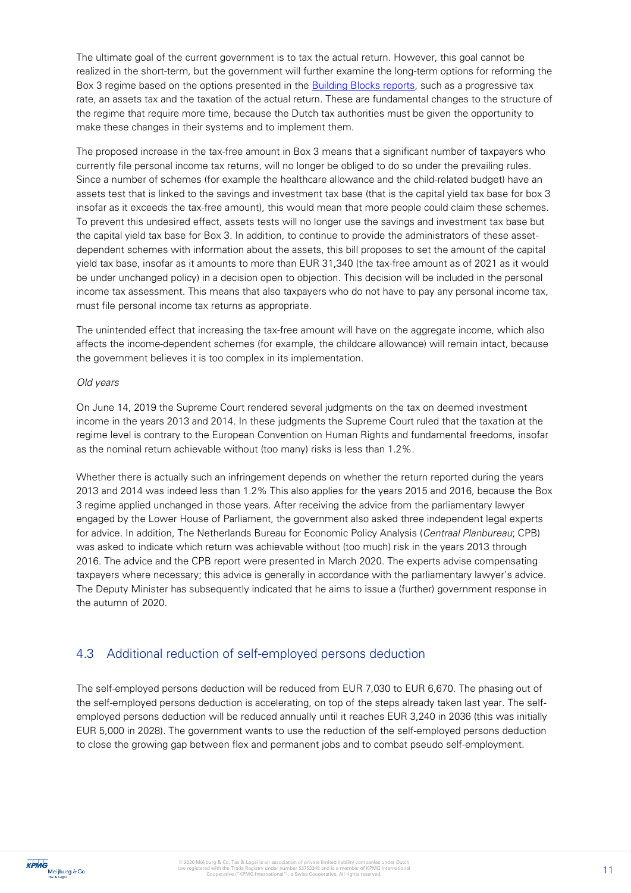The ultimate goal of the current government is to tax the actual return. However, this goal cannot be realized in the short-term, but the government will further examine the long-term options for reforming the Box 3 regime based on the options presented in the Building Blocks reports, such as a progressive tax rate, an assets tax and the taxation of the actual return. These are fundamental changes to the structure of the regime that require more time, because the Dutch tax authorities must be given the opportunity to make these changes in their systems and to implement them.

The proposed increase in the tax-free amount in Box 3 means that a significant number of taxpayers who currently file personal income tax returns, will no longer be obliged to do so under the prevailing rules. Since a number of schemes (for example the healthcare allowance and the child-related budget) have an assets test that is linked to the savings and investment tax base (that is the capital yield tax base for box 3 insofar as it exceeds the tax-free amount), this would mean that more people could claim these schemes. To prevent this undesired effect, assets tests will no longer use the savings and investment tax base but the capital yield tax base for Box 3. In addition, to continue to provide the administrators of these asset-dependent schemes with information about the assets, this bill proposes to set the amount of the capital yield tax base, insofar as it amounts to more than EUR 31,340 (the tax-free amount as of 2021 as it would be under unchanged policy) in a decision open to objection. This decision will be included in the personal income tax assessment. This means that also taxpayers who do not have to pay any personal income tax, must file personal income tax returns as appropriate.

The unintended effect that increasing the tax-free amount will have on the aggregate income, which also affects the income-dependent schemes (for example, the childcare allowance) will remain intact, because the government believes it is too complex in its implementation.

*Old years*

On June 14, 2019 the Supreme Court rendered several judgments on the tax on deemed investment income in the years 2013 and 2014. In these judgments the Supreme Court ruled that the taxation at the regime level is contrary to the European Convention on Human Rights and fundamental freedoms, insofar as the nominal return achievable without (too many) risks is less than 1.2%.

Whether there is actually such an infringement depends on whether the return reported during the years 2013 and 2014 was indeed less than 1.2% This also applies for the years 2015 and 2016, because the Box 3 regime applied unchanged in those years. After receiving the advice from the parliamentary lawyer engaged by the Lower House of Parliament, the government also asked three independent legal experts for advice. In addition, The Netherlands Bureau for Economic Policy Analysis (*Centraal Planbureau*; CPB) was asked to indicate which return was achievable without (too much) risk in the years 2013 through 2016. The advice and the CPB report were presented in March 2020. The experts advise compensating taxpayers where necessary; this advice is generally in accordance with the parliamentary lawyer's advice. The Deputy Minister has subsequently indicated that he aims to issue a (further) government response in the autumn of 2020.

## 4.3 Additional reduction of self-employed persons deduction

The self-employed persons deduction will be reduced from EUR 7,030 to EUR 6,670. The phasing out of the self-employed persons deduction is accelerating, on top of the steps already taken last year. The self-employed persons deduction will be reduced annually until it reaches EUR 3,240 in 2036 (this was initially EUR 5,000 in 2028). The government wants to use the reduction of the self-employed persons deduction to close the growing gap between flex and permanent jobs and to combat pseudo self-employment.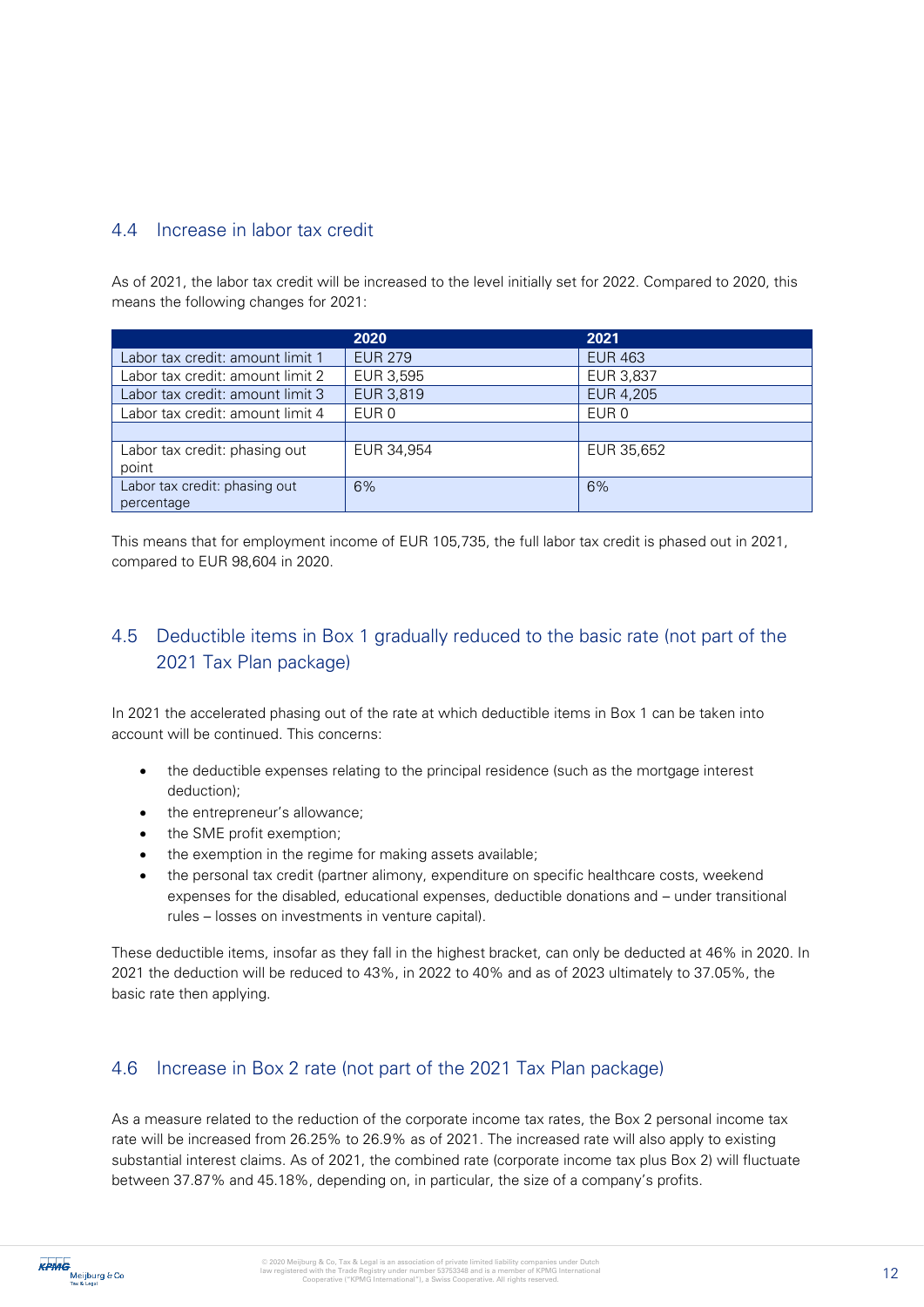## 4.4 Increase in labor tax credit

As of 2021, the labor tax credit will be increased to the level initially set for 2022. Compared to 2020, this means the following changes for 2021:

| | 2020 | 2021 |
|---|---|---|
| Labor tax credit: amount limit 1 | EUR 279 | EUR 463 |
| Labor tax credit: amount limit 2 | EUR 3,595 | EUR 3,837 |
| Labor tax credit: amount limit 3 | EUR 3,819 | EUR 4,205 |
| Labor tax credit: amount limit 4 | EUR 0 | EUR 0 |
| | | |
| Labor tax credit: phasing out point | EUR 34,954 | EUR 35,652 |
| Labor tax credit: phasing out percentage | 6% | 6% |

This means that for employment income of EUR 105,735, the full labor tax credit is phased out in 2021, compared to EUR 98,604 in 2020.

## 4.5 Deductible items in Box 1 gradually reduced to the basic rate (not part of the 2021 Tax Plan package)

In 2021 the accelerated phasing out of the rate at which deductible items in Box 1 can be taken into account will be continued. This concerns:

- the deductible expenses relating to the principal residence (such as the mortgage interest deduction);
- the entrepreneur's allowance;
- the SME profit exemption;
- the exemption in the regime for making assets available;
- the personal tax credit (partner alimony, expenditure on specific healthcare costs, weekend expenses for the disabled, educational expenses, deductible donations and – under transitional rules – losses on investments in venture capital).

These deductible items, insofar as they fall in the highest bracket, can only be deducted at 46% in 2020. In 2021 the deduction will be reduced to 43%, in 2022 to 40% and as of 2023 ultimately to 37.05%, the basic rate then applying.

## 4.6 Increase in Box 2 rate (not part of the 2021 Tax Plan package)

As a measure related to the reduction of the corporate income tax rates, the Box 2 personal income tax rate will be increased from 26.25% to 26.9% as of 2021. The increased rate will also apply to existing substantial interest claims. As of 2021, the combined rate (corporate income tax plus Box 2) will fluctuate between 37.87% and 45.18%, depending on, in particular, the size of a company's profits.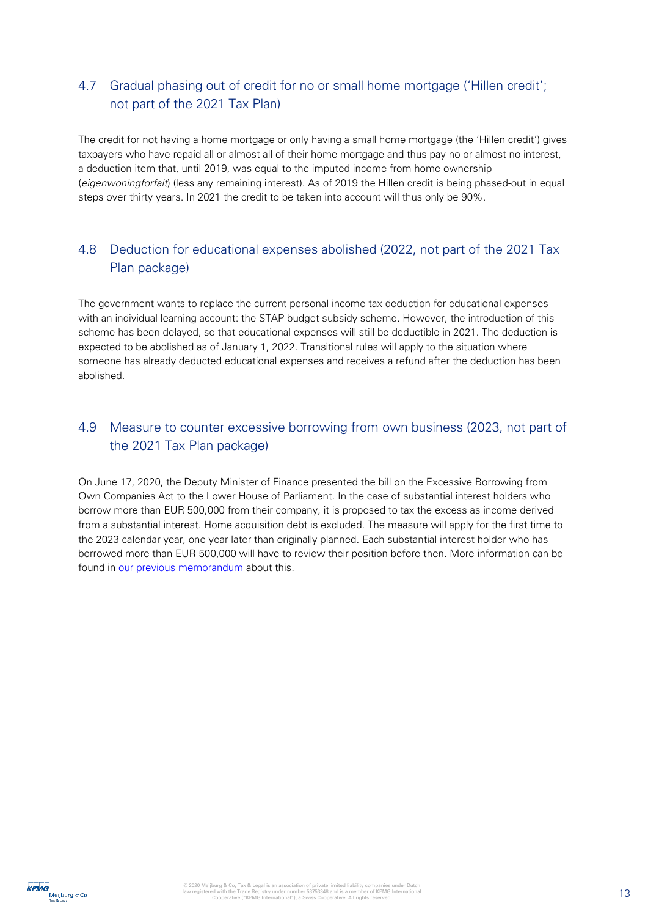## 4.7 Gradual phasing out of credit for no or small home mortgage ('Hillen credit'; not part of the 2021 Tax Plan)

The credit for not having a home mortgage or only having a small home mortgage (the 'Hillen credit') gives taxpayers who have repaid all or almost all of their home mortgage and thus pay no or almost no interest, a deduction item that, until 2019, was equal to the imputed income from home ownership (*eigenwoningforfait*) (less any remaining interest). As of 2019 the Hillen credit is being phased-out in equal steps over thirty years. In 2021 the credit to be taken into account will thus only be 90%.

## 4.8 Deduction for educational expenses abolished (2022, not part of the 2021 Tax Plan package)

The government wants to replace the current personal income tax deduction for educational expenses with an individual learning account: the STAP budget subsidy scheme. However, the introduction of this scheme has been delayed, so that educational expenses will still be deductible in 2021. The deduction is expected to be abolished as of January 1, 2022. Transitional rules will apply to the situation where someone has already deducted educational expenses and receives a refund after the deduction has been abolished.

## 4.9 Measure to counter excessive borrowing from own business (2023, not part of the 2021 Tax Plan package)

On June 17, 2020, the Deputy Minister of Finance presented the bill on the Excessive Borrowing from Own Companies Act to the Lower House of Parliament. In the case of substantial interest holders who borrow more than EUR 500,000 from their company, it is proposed to tax the excess as income derived from a substantial interest. Home acquisition debt is excluded. The measure will apply for the first time to the 2023 calendar year, one year later than originally planned. Each substantial interest holder who has borrowed more than EUR 500,000 will have to review their position before then. More information can be found in our previous memorandum about this.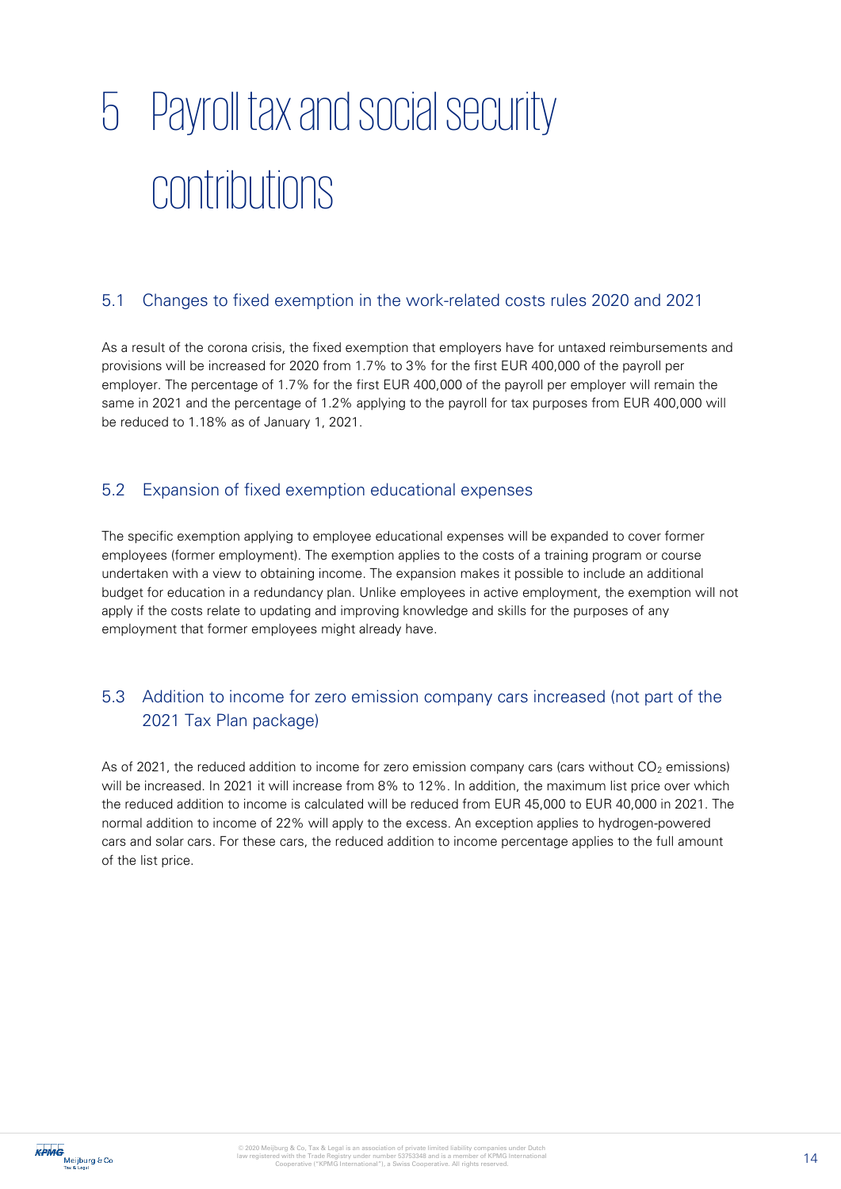# 5 Payroll tax and social security contributions

## 5.1 Changes to fixed exemption in the work-related costs rules 2020 and 2021

As a result of the corona crisis, the fixed exemption that employers have for untaxed reimbursements and provisions will be increased for 2020 from 1.7% to 3% for the first EUR 400,000 of the payroll per employer. The percentage of 1.7% for the first EUR 400,000 of the payroll per employer will remain the same in 2021 and the percentage of 1.2% applying to the payroll for tax purposes from EUR 400,000 will be reduced to 1.18% as of January 1, 2021.

## 5.2 Expansion of fixed exemption educational expenses

The specific exemption applying to employee educational expenses will be expanded to cover former employees (former employment). The exemption applies to the costs of a training program or course undertaken with a view to obtaining income. The expansion makes it possible to include an additional budget for education in a redundancy plan. Unlike employees in active employment, the exemption will not apply if the costs relate to updating and improving knowledge and skills for the purposes of any employment that former employees might already have.

## 5.3 Addition to income for zero emission company cars increased (not part of the 2021 Tax Plan package)

As of 2021, the reduced addition to income for zero emission company cars (cars without $CO_2$ emissions) will be increased. In 2021 it will increase from 8% to 12%. In addition, the maximum list price over which the reduced addition to income is calculated will be reduced from EUR 45,000 to EUR 40,000 in 2021. The normal addition to income of 22% will apply to the excess. An exception applies to hydrogen-powered cars and solar cars. For these cars, the reduced addition to income percentage applies to the full amount of the list price.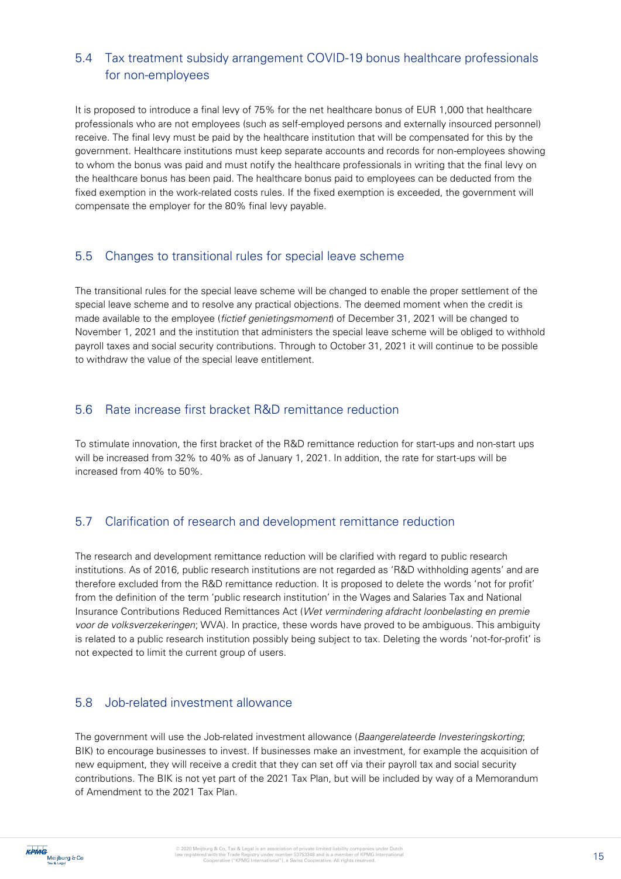## 5.4 Tax treatment subsidy arrangement COVID-19 bonus healthcare professionals for non-employees

It is proposed to introduce a final levy of 75% for the net healthcare bonus of EUR 1,000 that healthcare professionals who are not employees (such as self-employed persons and externally insourced personnel) receive. The final levy must be paid by the healthcare institution that will be compensated for this by the government. Healthcare institutions must keep separate accounts and records for non-employees showing to whom the bonus was paid and must notify the healthcare professionals in writing that the final levy on the healthcare bonus has been paid. The healthcare bonus paid to employees can be deducted from the fixed exemption in the work-related costs rules. If the fixed exemption is exceeded, the government will compensate the employer for the 80% final levy payable.

## 5.5 Changes to transitional rules for special leave scheme

The transitional rules for the special leave scheme will be changed to enable the proper settlement of the special leave scheme and to resolve any practical objections. The deemed moment when the credit is made available to the employee (*fictief genietingsmoment*) of December 31, 2021 will be changed to November 1, 2021 and the institution that administers the special leave scheme will be obliged to withhold payroll taxes and social security contributions. Through to October 31, 2021 it will continue to be possible to withdraw the value of the special leave entitlement.

## 5.6 Rate increase first bracket R&D remittance reduction

To stimulate innovation, the first bracket of the R&D remittance reduction for start-ups and non-start ups will be increased from 32% to 40% as of January 1, 2021. In addition, the rate for start-ups will be increased from 40% to 50%.

## 5.7 Clarification of research and development remittance reduction

The research and development remittance reduction will be clarified with regard to public research institutions. As of 2016, public research institutions are not regarded as 'R&D withholding agents' and are therefore excluded from the R&D remittance reduction. It is proposed to delete the words 'not for profit' from the definition of the term 'public research institution' in the Wages and Salaries Tax and National Insurance Contributions Reduced Remittances Act (*Wet vermindering afdracht loonbelasting en premie voor de volksverzekeringen*; WVA). In practice, these words have proved to be ambiguous. This ambiguity is related to a public research institution possibly being subject to tax. Deleting the words 'not-for-profit' is not expected to limit the current group of users.

## 5.8 Job-related investment allowance

The government will use the Job-related investment allowance (*Baangerelateerde Investeringskorting*; BIK) to encourage businesses to invest. If businesses make an investment, for example the acquisition of new equipment, they will receive a credit that they can set off via their payroll tax and social security contributions. The BIK is not yet part of the 2021 Tax Plan, but will be included by way of a Memorandum of Amendment to the 2021 Tax Plan.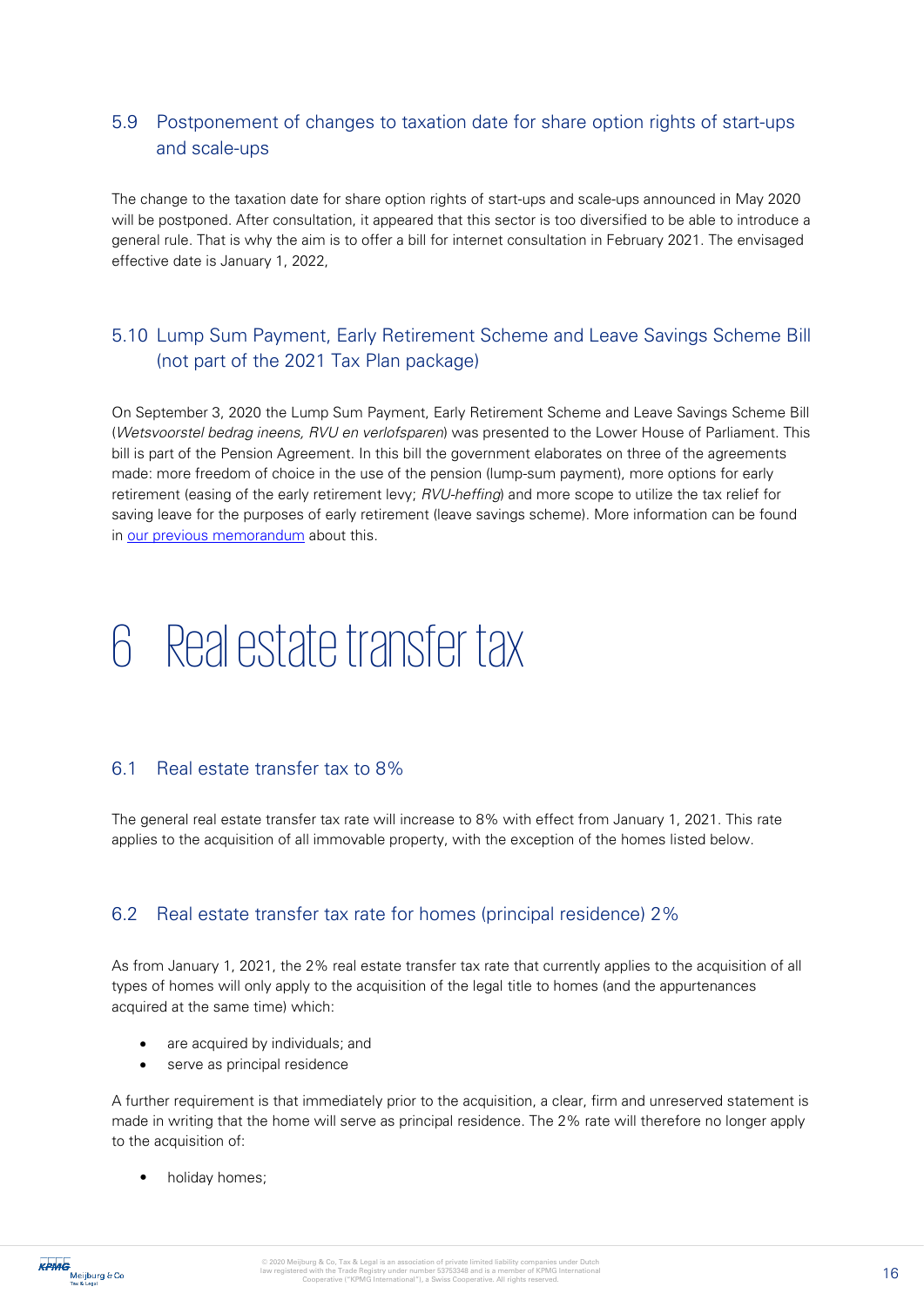## 5.9 Postponement of changes to taxation date for share option rights of start-ups and scale-ups

The change to the taxation date for share option rights of start-ups and scale-ups announced in May 2020 will be postponed. After consultation, it appeared that this sector is too diversified to be able to introduce a general rule. That is why the aim is to offer a bill for internet consultation in February 2021. The envisaged effective date is January 1, 2022,

## 5.10 Lump Sum Payment, Early Retirement Scheme and Leave Savings Scheme Bill (not part of the 2021 Tax Plan package)

On September 3, 2020 the Lump Sum Payment, Early Retirement Scheme and Leave Savings Scheme Bill (*Wetsvoorstel bedrag ineens, RVU en verlofsparen*) was presented to the Lower House of Parliament. This bill is part of the Pension Agreement. In this bill the government elaborates on three of the agreements made: more freedom of choice in the use of the pension (lump-sum payment), more options for early retirement (easing of the early retirement levy; *RVU-heffing*) and more scope to utilize the tax relief for saving leave for the purposes of early retirement (leave savings scheme). More information can be found in our previous memorandum about this.

# 6 Real estate transfer tax

## 6.1 Real estate transfer tax to 8%

The general real estate transfer tax rate will increase to 8% with effect from January 1, 2021. This rate applies to the acquisition of all immovable property, with the exception of the homes listed below.

## 6.2 Real estate transfer tax rate for homes (principal residence) 2%

As from January 1, 2021, the 2% real estate transfer tax rate that currently applies to the acquisition of all types of homes will only apply to the acquisition of the legal title to homes (and the appurtenances acquired at the same time) which:

- are acquired by individuals; and
- serve as principal residence

A further requirement is that immediately prior to the acquisition, a clear, firm and unreserved statement is made in writing that the home will serve as principal residence. The 2% rate will therefore no longer apply to the acquisition of:

- holiday homes;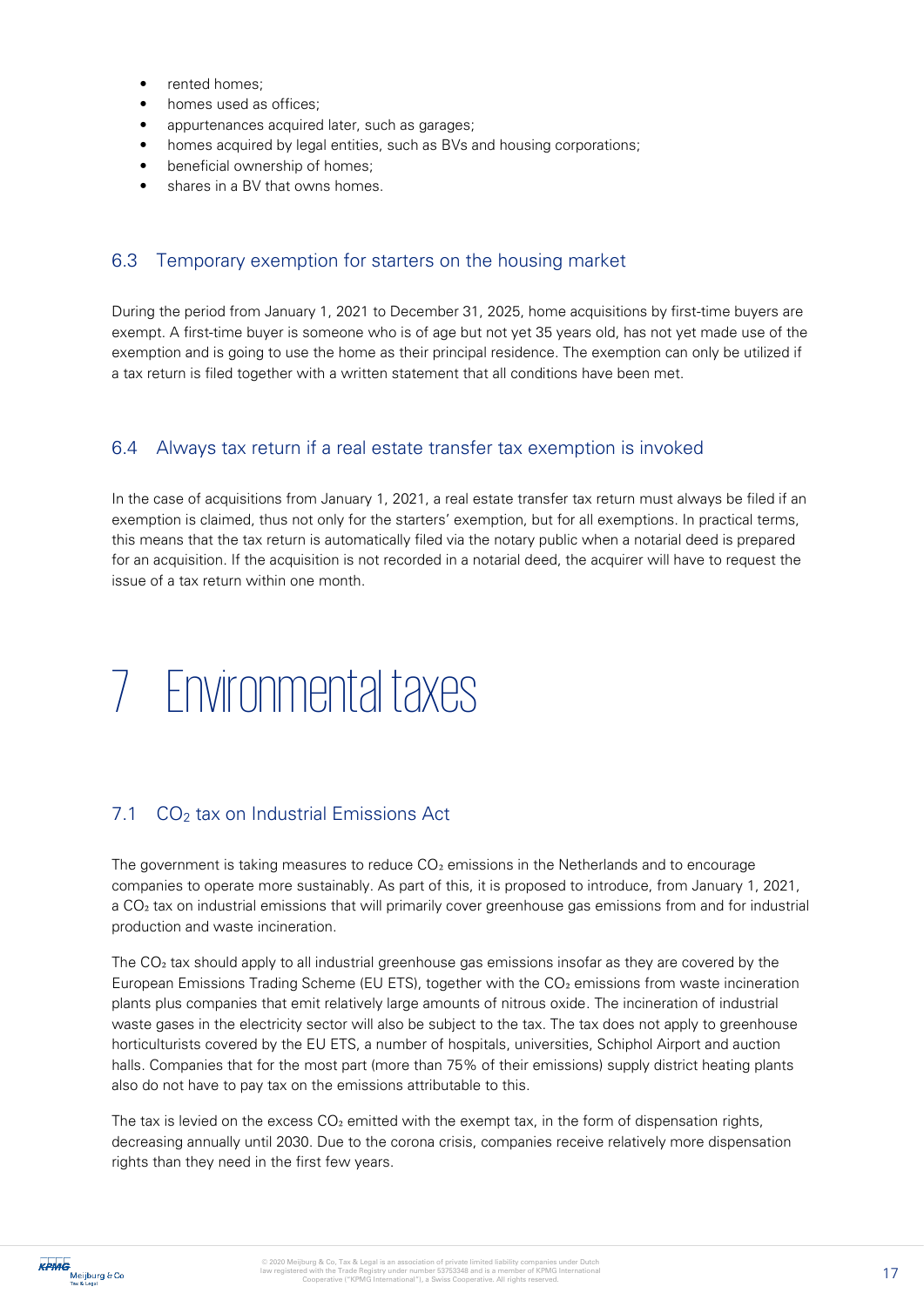- rented homes;
- homes used as offices;
- appurtenances acquired later, such as garages;
- homes acquired by legal entities, such as BVs and housing corporations;
- beneficial ownership of homes;
- shares in a BV that owns homes.

## 6.3 Temporary exemption for starters on the housing market

During the period from January 1, 2021 to December 31, 2025, home acquisitions by first-time buyers are exempt. A first-time buyer is someone who is of age but not yet 35 years old, has not yet made use of the exemption and is going to use the home as their principal residence. The exemption can only be utilized if a tax return is filed together with a written statement that all conditions have been met.

## 6.4 Always tax return if a real estate transfer tax exemption is invoked

In the case of acquisitions from January 1, 2021, a real estate transfer tax return must always be filed if an exemption is claimed, thus not only for the starters' exemption, but for all exemptions. In practical terms, this means that the tax return is automatically filed via the notary public when a notarial deed is prepared for an acquisition. If the acquisition is not recorded in a notarial deed, the acquirer will have to request the issue of a tax return within one month.

# 7 Environmental taxes

## 7.1 $CO_2$ tax on Industrial Emissions Act

The government is taking measures to reduce $CO_2$ emissions in the Netherlands and to encourage companies to operate more sustainably. As part of this, it is proposed to introduce, from January 1, 2021, a $CO_2$ tax on industrial emissions that will primarily cover greenhouse gas emissions from and for industrial production and waste incineration.

The $CO_2$ tax should apply to all industrial greenhouse gas emissions insofar as they are covered by the European Emissions Trading Scheme (EU ETS), together with the $CO_2$ emissions from waste incineration plants plus companies that emit relatively large amounts of nitrous oxide. The incineration of industrial waste gases in the electricity sector will also be subject to the tax. The tax does not apply to greenhouse horticulturists covered by the EU ETS, a number of hospitals, universities, Schiphol Airport and auction halls. Companies that for the most part (more than 75% of their emissions) supply district heating plants also do not have to pay tax on the emissions attributable to this.

The tax is levied on the excess $CO_2$ emitted with the exempt tax, in the form of dispensation rights, decreasing annually until 2030. Due to the corona crisis, companies receive relatively more dispensation rights than they need in the first few years.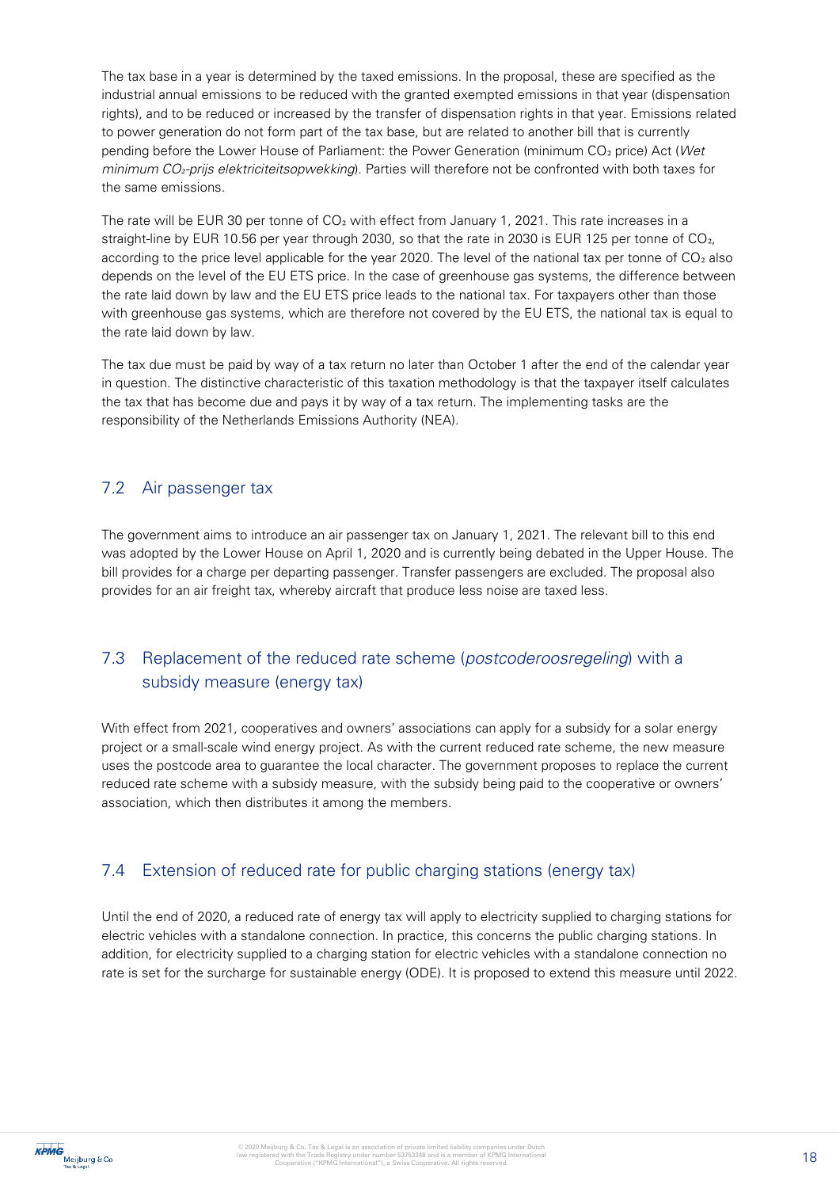The tax base in a year is determined by the taxed emissions. In the proposal, these are specified as the industrial annual emissions to be reduced with the granted exempted emissions in that year (dispensation rights), and to be reduced or increased by the transfer of dispensation rights in that year. Emissions related to power generation do not form part of the tax base, but are related to another bill that is currently pending before the Lower House of Parliament: the Power Generation (minimum $CO_2$ price) Act (*Wet minimum $CO_2$-prijs elektriciteitsopwekking*). Parties will therefore not be confronted with both taxes for the same emissions.

The rate will be EUR 30 per tonne of $CO_2$ with effect from January 1, 2021. This rate increases in a straight-line by EUR 10.56 per year through 2030, so that the rate in 2030 is EUR 125 per tonne of $CO_2$, according to the price level applicable for the year 2020. The level of the national tax per tonne of $CO_2$ also depends on the level of the EU ETS price. In the case of greenhouse gas systems, the difference between the rate laid down by law and the EU ETS price leads to the national tax. For taxpayers other than those with greenhouse gas systems, which are therefore not covered by the EU ETS, the national tax is equal to the rate laid down by law.

The tax due must be paid by way of a tax return no later than October 1 after the end of the calendar year in question. The distinctive characteristic of this taxation methodology is that the taxpayer itself calculates the tax that has become due and pays it by way of a tax return. The implementing tasks are the responsibility of the Netherlands Emissions Authority (NEA).

## 7.2 Air passenger tax

The government aims to introduce an air passenger tax on January 1, 2021. The relevant bill to this end was adopted by the Lower House on April 1, 2020 and is currently being debated in the Upper House. The bill provides for a charge per departing passenger. Transfer passengers are excluded. The proposal also provides for an air freight tax, whereby aircraft that produce less noise are taxed less.

## 7.3 Replacement of the reduced rate scheme (*postcoderoosregeling*) with a subsidy measure (energy tax)

With effect from 2021, cooperatives and owners' associations can apply for a subsidy for a solar energy project or a small-scale wind energy project. As with the current reduced rate scheme, the new measure uses the postcode area to guarantee the local character. The government proposes to replace the current reduced rate scheme with a subsidy measure, with the subsidy being paid to the cooperative or owners' association, which then distributes it among the members.

## 7.4 Extension of reduced rate for public charging stations (energy tax)

Until the end of 2020, a reduced rate of energy tax will apply to electricity supplied to charging stations for electric vehicles with a standalone connection. In practice, this concerns the public charging stations. In addition, for electricity supplied to a charging station for electric vehicles with a standalone connection no rate is set for the surcharge for sustainable energy (ODE). It is proposed to extend this measure until 2022.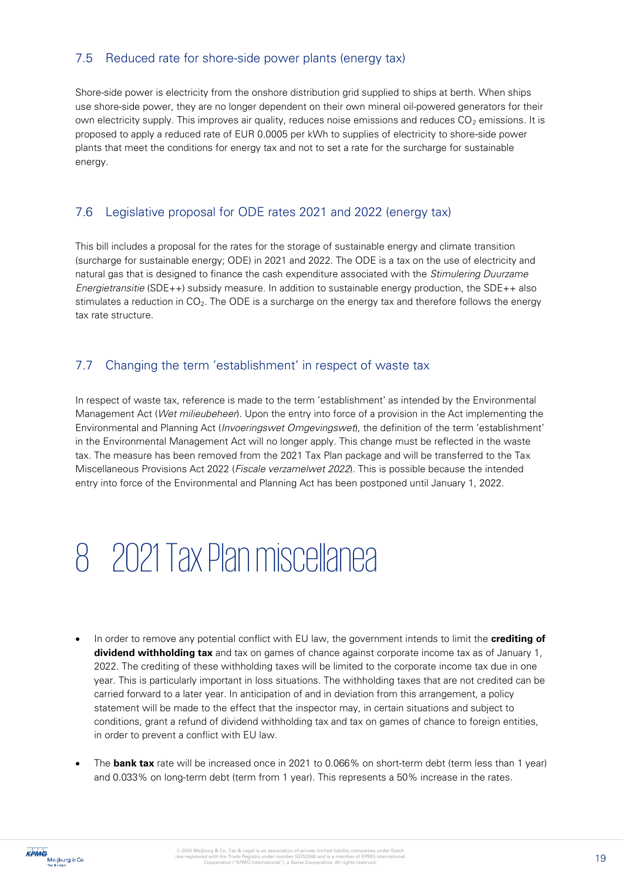## 7.5 Reduced rate for shore-side power plants (energy tax)

Shore-side power is electricity from the onshore distribution grid supplied to ships at berth. When ships use shore-side power, they are no longer dependent on their own mineral oil-powered generators for their own electricity supply. This improves air quality, reduces noise emissions and reduces $CO_2$ emissions. It is proposed to apply a reduced rate of EUR 0.0005 per kWh to supplies of electricity to shore-side power plants that meet the conditions for energy tax and not to set a rate for the surcharge for sustainable energy.

## 7.6 Legislative proposal for ODE rates 2021 and 2022 (energy tax)

This bill includes a proposal for the rates for the storage of sustainable energy and climate transition (surcharge for sustainable energy; ODE) in 2021 and 2022. The ODE is a tax on the use of electricity and natural gas that is designed to finance the cash expenditure associated with the *Stimulering Duurzame Energietransitie* (SDE++) subsidy measure. In addition to sustainable energy production, the SDE++ also stimulates a reduction in $CO_2$. The ODE is a surcharge on the energy tax and therefore follows the energy tax rate structure.

## 7.7 Changing the term 'establishment' in respect of waste tax

In respect of waste tax, reference is made to the term 'establishment' as intended by the Environmental Management Act (*Wet milieubeheer*). Upon the entry into force of a provision in the Act implementing the Environmental and Planning Act (*Invoeringswet Omgevingswet*), the definition of the term 'establishment' in the Environmental Management Act will no longer apply. This change must be reflected in the waste tax. The measure has been removed from the 2021 Tax Plan package and will be transferred to the Tax Miscellaneous Provisions Act 2022 (*Fiscale verzamelwet 2022*). This is possible because the intended entry into force of the Environmental and Planning Act has been postponed until January 1, 2022.

# 8 2021 Tax Plan miscellanea

- In order to remove any potential conflict with EU law, the government intends to limit the **crediting of dividend withholding tax** and tax on games of chance against corporate income tax as of January 1, 2022. The crediting of these withholding taxes will be limited to the corporate income tax due in one year. This is particularly important in loss situations. The withholding taxes that are not credited can be carried forward to a later year. In anticipation of and in deviation from this arrangement, a policy statement will be made to the effect that the inspector may, in certain situations and subject to conditions, grant a refund of dividend withholding tax and tax on games of chance to foreign entities, in order to prevent a conflict with EU law.

- The **bank tax** rate will be increased once in 2021 to 0.066% on short-term debt (term less than 1 year) and 0.033% on long-term debt (term from 1 year). This represents a 50% increase in the rates.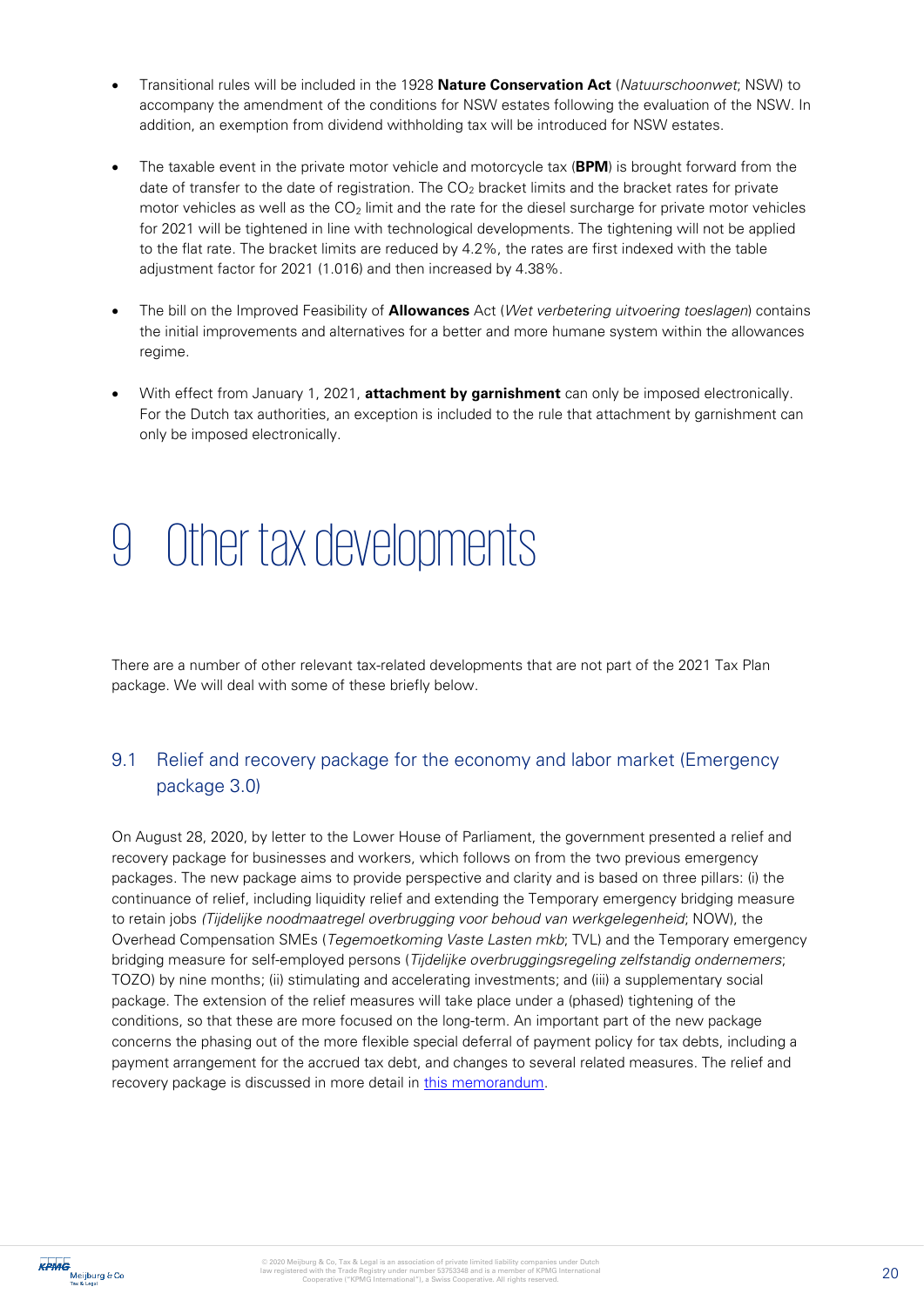- Transitional rules will be included in the 1928 **Nature Conservation Act** (*Natuurschoonwet*; NSW) to accompany the amendment of the conditions for NSW estates following the evaluation of the NSW. In addition, an exemption from dividend withholding tax will be introduced for NSW estates.

- The taxable event in the private motor vehicle and motorcycle tax (**BPM**) is brought forward from the date of transfer to the date of registration. The $CO_2$ bracket limits and the bracket rates for private motor vehicles as well as the $CO_2$ limit and the rate for the diesel surcharge for private motor vehicles for 2021 will be tightened in line with technological developments. The tightening will not be applied to the flat rate. The bracket limits are reduced by 4.2%, the rates are first indexed with the table adjustment factor for 2021 (1.016) and then increased by 4.38%.

- The bill on the Improved Feasibility of **Allowances** Act (*Wet verbetering uitvoering toeslagen*) contains the initial improvements and alternatives for a better and more humane system within the allowances regime.

- With effect from January 1, 2021, **attachment by garnishment** can only be imposed electronically. For the Dutch tax authorities, an exception is included to the rule that attachment by garnishment can only be imposed electronically.

# 9 Other tax developments

There are a number of other relevant tax-related developments that are not part of the 2021 Tax Plan package. We will deal with some of these briefly below.

## 9.1 Relief and recovery package for the economy and labor market (Emergency package 3.0)

On August 28, 2020, by letter to the Lower House of Parliament, the government presented a relief and recovery package for businesses and workers, which follows on from the two previous emergency packages. The new package aims to provide perspective and clarity and is based on three pillars: (i) the continuance of relief, including liquidity relief and extending the Temporary emergency bridging measure to retain jobs *(Tijdelijke noodmaatregel overbrugging voor behoud van werkgelegenheid*; NOW), the Overhead Compensation SMEs (*Tegemoetkoming Vaste Lasten mkb*; TVL) and the Temporary emergency bridging measure for self-employed persons (*Tijdelijke overbruggingsregeling zelfstandig ondernemers*; TOZO) by nine months; (ii) stimulating and accelerating investments; and (iii) a supplementary social package. The extension of the relief measures will take place under a (phased) tightening of the conditions, so that these are more focused on the long-term. An important part of the new package concerns the phasing out of the more flexible special deferral of payment policy for tax debts, including a payment arrangement for the accrued tax debt, and changes to several related measures. The relief and recovery package is discussed in more detail in this memorandum.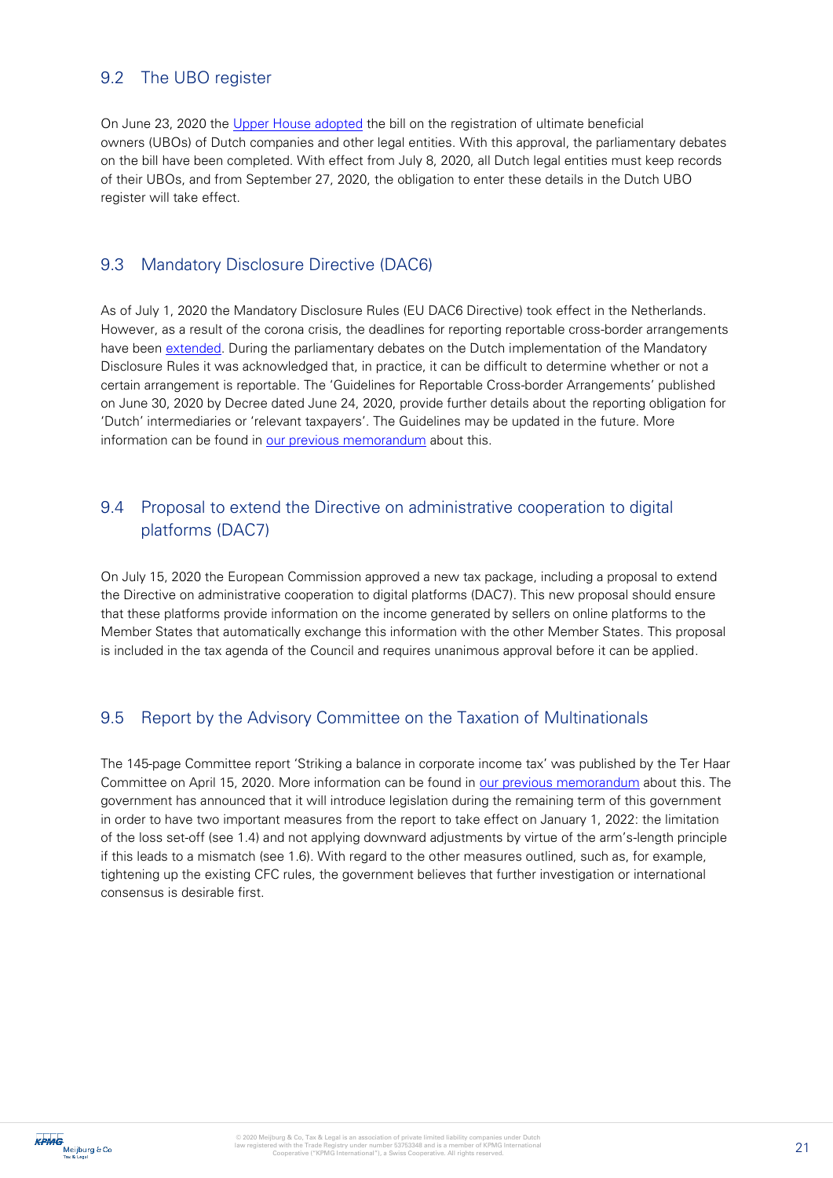## 9.2 The UBO register

On June 23, 2020 the Upper House adopted the bill on the registration of ultimate beneficial owners (UBOs) of Dutch companies and other legal entities. With this approval, the parliamentary debates on the bill have been completed. With effect from July 8, 2020, all Dutch legal entities must keep records of their UBOs, and from September 27, 2020, the obligation to enter these details in the Dutch UBO register will take effect.

## 9.3 Mandatory Disclosure Directive (DAC6)

As of July 1, 2020 the Mandatory Disclosure Rules (EU DAC6 Directive) took effect in the Netherlands. However, as a result of the corona crisis, the deadlines for reporting reportable cross-border arrangements have been extended. During the parliamentary debates on the Dutch implementation of the Mandatory Disclosure Rules it was acknowledged that, in practice, it can be difficult to determine whether or not a certain arrangement is reportable. The 'Guidelines for Reportable Cross-border Arrangements' published on June 30, 2020 by Decree dated June 24, 2020, provide further details about the reporting obligation for 'Dutch' intermediaries or 'relevant taxpayers'. The Guidelines may be updated in the future. More information can be found in our previous memorandum about this.

## 9.4 Proposal to extend the Directive on administrative cooperation to digital platforms (DAC7)

On July 15, 2020 the European Commission approved a new tax package, including a proposal to extend the Directive on administrative cooperation to digital platforms (DAC7). This new proposal should ensure that these platforms provide information on the income generated by sellers on online platforms to the Member States that automatically exchange this information with the other Member States. This proposal is included in the tax agenda of the Council and requires unanimous approval before it can be applied.

## 9.5 Report by the Advisory Committee on the Taxation of Multinationals

The 145-page Committee report 'Striking a balance in corporate income tax' was published by the Ter Haar Committee on April 15, 2020. More information can be found in our previous memorandum about this. The government has announced that it will introduce legislation during the remaining term of this government in order to have two important measures from the report to take effect on January 1, 2022: the limitation of the loss set-off (see 1.4) and not applying downward adjustments by virtue of the arm's-length principle if this leads to a mismatch (see 1.6). With regard to the other measures outlined, such as, for example, tightening up the existing CFC rules, the government believes that further investigation or international consensus is desirable first.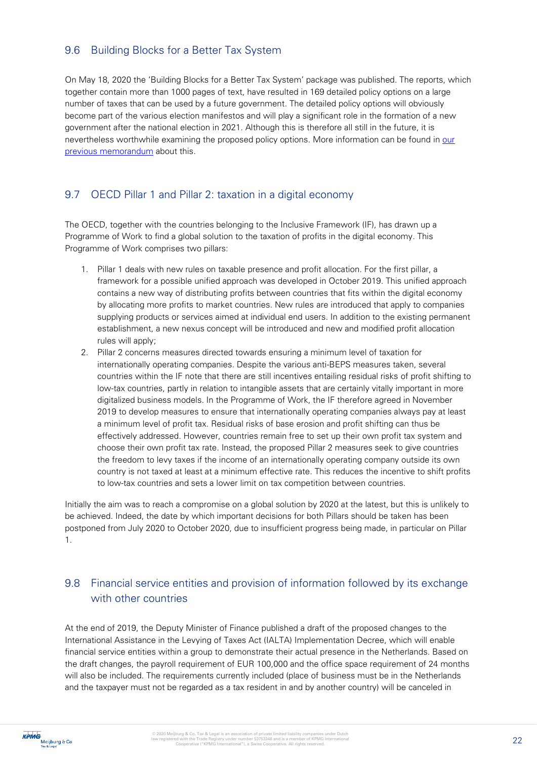## 9.6 Building Blocks for a Better Tax System

On May 18, 2020 the 'Building Blocks for a Better Tax System' package was published. The reports, which together contain more than 1000 pages of text, have resulted in 169 detailed policy options on a large number of taxes that can be used by a future government. The detailed policy options will obviously become part of the various election manifestos and will play a significant role in the formation of a new government after the national election in 2021. Although this is therefore all still in the future, it is nevertheless worthwhile examining the proposed policy options. More information can be found in our previous memorandum about this.

## 9.7 OECD Pillar 1 and Pillar 2: taxation in a digital economy

The OECD, together with the countries belonging to the Inclusive Framework (IF), has drawn up a Programme of Work to find a global solution to the taxation of profits in the digital economy. This Programme of Work comprises two pillars:

1. Pillar 1 deals with new rules on taxable presence and profit allocation. For the first pillar, a framework for a possible unified approach was developed in October 2019. This unified approach contains a new way of distributing profits between countries that fits within the digital economy by allocating more profits to market countries. New rules are introduced that apply to companies supplying products or services aimed at individual end users. In addition to the existing permanent establishment, a new nexus concept will be introduced and new and modified profit allocation rules will apply;
2. Pillar 2 concerns measures directed towards ensuring a minimum level of taxation for internationally operating companies. Despite the various anti-BEPS measures taken, several countries within the IF note that there are still incentives entailing residual risks of profit shifting to low-tax countries, partly in relation to intangible assets that are certainly vitally important in more digitalized business models. In the Programme of Work, the IF therefore agreed in November 2019 to develop measures to ensure that internationally operating companies always pay at least a minimum level of profit tax. Residual risks of base erosion and profit shifting can thus be effectively addressed. However, countries remain free to set up their own profit tax system and choose their own profit tax rate. Instead, the proposed Pillar 2 measures seek to give countries the freedom to levy taxes if the income of an internationally operating company outside its own country is not taxed at least at a minimum effective rate. This reduces the incentive to shift profits to low-tax countries and sets a lower limit on tax competition between countries.

Initially the aim was to reach a compromise on a global solution by 2020 at the latest, but this is unlikely to be achieved. Indeed, the date by which important decisions for both Pillars should be taken has been postponed from July 2020 to October 2020, due to insufficient progress being made, in particular on Pillar 1.

## 9.8 Financial service entities and provision of information followed by its exchange with other countries

At the end of 2019, the Deputy Minister of Finance published a draft of the proposed changes to the International Assistance in the Levying of Taxes Act (IALTA) Implementation Decree, which will enable financial service entities within a group to demonstrate their actual presence in the Netherlands. Based on the draft changes, the payroll requirement of EUR 100,000 and the office space requirement of 24 months will also be included. The requirements currently included (place of business must be in the Netherlands and the taxpayer must not be regarded as a tax resident in and by another country) will be canceled in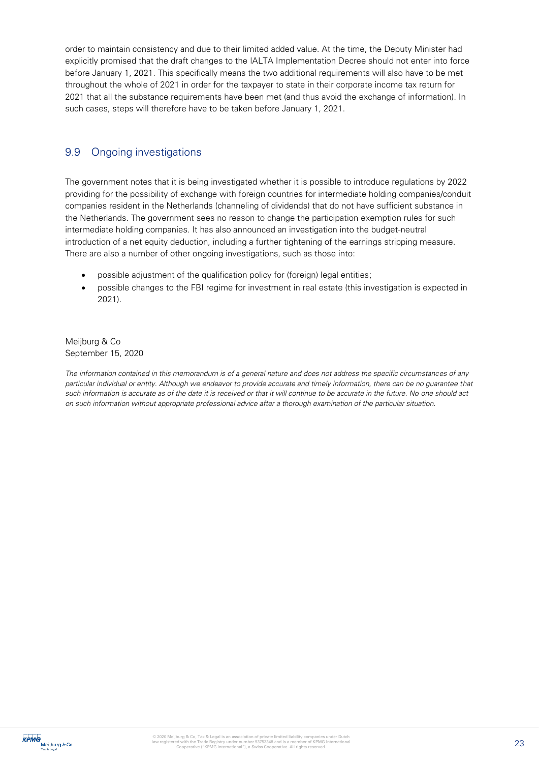order to maintain consistency and due to their limited added value. At the time, the Deputy Minister had explicitly promised that the draft changes to the IALTA Implementation Decree should not enter into force before January 1, 2021. This specifically means the two additional requirements will also have to be met throughout the whole of 2021 in order for the taxpayer to state in their corporate income tax return for 2021 that all the substance requirements have been met (and thus avoid the exchange of information). In such cases, steps will therefore have to be taken before January 1, 2021.

## 9.9 Ongoing investigations

The government notes that it is being investigated whether it is possible to introduce regulations by 2022 providing for the possibility of exchange with foreign countries for intermediate holding companies/conduit companies resident in the Netherlands (channeling of dividends) that do not have sufficient substance in the Netherlands. The government sees no reason to change the participation exemption rules for such intermediate holding companies. It has also announced an investigation into the budget-neutral introduction of a net equity deduction, including a further tightening of the earnings stripping measure. There are also a number of other ongoing investigations, such as those into:

- possible adjustment of the qualification policy for (foreign) legal entities;
- possible changes to the FBI regime for investment in real estate (this investigation is expected in 2021).

Meijburg & Co
September 15, 2020

*The information contained in this memorandum is of a general nature and does not address the specific circumstances of any particular individual or entity. Although we endeavor to provide accurate and timely information, there can be no guarantee that such information is accurate as of the date it is received or that it will continue to be accurate in the future. No one should act on such information without appropriate professional advice after a thorough examination of the particular situation.*